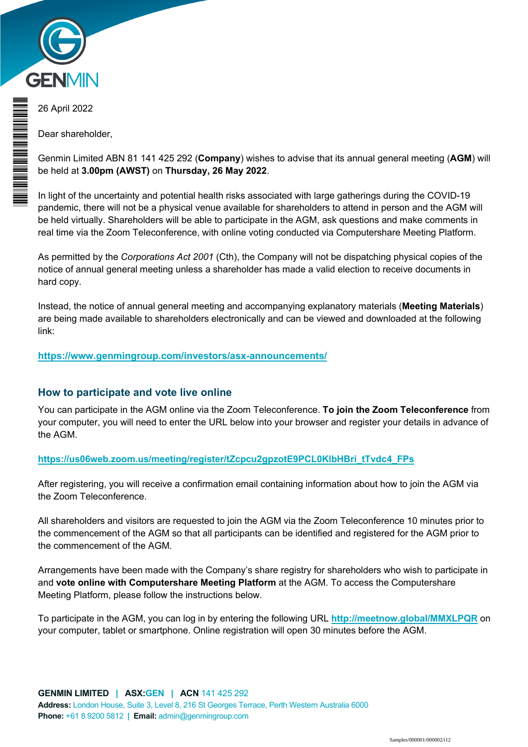26 April 2022

Dear shareholder,

Genmin Limited ABN 81 141 425 292 (**Company**) wishes to advise that its annual general meeting (**AGM**) will be held at **3.00pm (AWST)** on **Thursday, 26 May 2022**.

In light of the uncertainty and potential health risks associated with large gatherings during the COVID-19 pandemic, there will not be a physical venue available for shareholders to attend in person and the AGM will be held virtually. Shareholders will be able to participate in the AGM, ask questions and make comments in real time via the Zoom Teleconference, with online voting conducted via Computershare Meeting Platform.

As permitted by the *Corporations Act 2001* (Cth), the Company will not be dispatching physical copies of the notice of annual general meeting unless a shareholder has made a valid election to receive documents in hard copy.

Instead, the notice of annual general meeting and accompanying explanatory materials (**Meeting Materials**) are being made available to shareholders electronically and can be viewed and downloaded at the following link:

**https://www.genmingroup.com/investors/asx-announcements/**

## How to participate and vote live online

You can participate in the AGM online via the Zoom Teleconference. **To join the Zoom Teleconference** from your computer, you will need to enter the URL below into your browser and register your details in advance of the AGM.

**https://us06web.zoom.us/meeting/register/tZcpcu2gpzotE9PCL0KlbHBri_tTvdc4_FPs**

After registering, you will receive a confirmation email containing information about how to join the AGM via the Zoom Teleconference.

All shareholders and visitors are requested to join the AGM via the Zoom Teleconference 10 minutes prior to the commencement of the AGM so that all participants can be identified and registered for the AGM prior to the commencement of the AGM.

Arrangements have been made with the Company's share registry for shareholders who wish to participate in and **vote online with Computershare Meeting Platform** at the AGM. To access the Computershare Meeting Platform, please follow the instructions below.

To participate in the AGM, you can log in by entering the following URL **http://meetnow.global/MMXLPQR** on your computer, tablet or smartphone. Online registration will open 30 minutes before the AGM.

**GENMIN LIMITED** | **ASX:GEN** | **ACN** 141 425 292
**Address:** London House, Suite 3, Level 8, 216 St Georges Terrace, Perth Western Australia 6000
**Phone:** +61 8 9200 5812 | **Email:** admin@genmingroup.com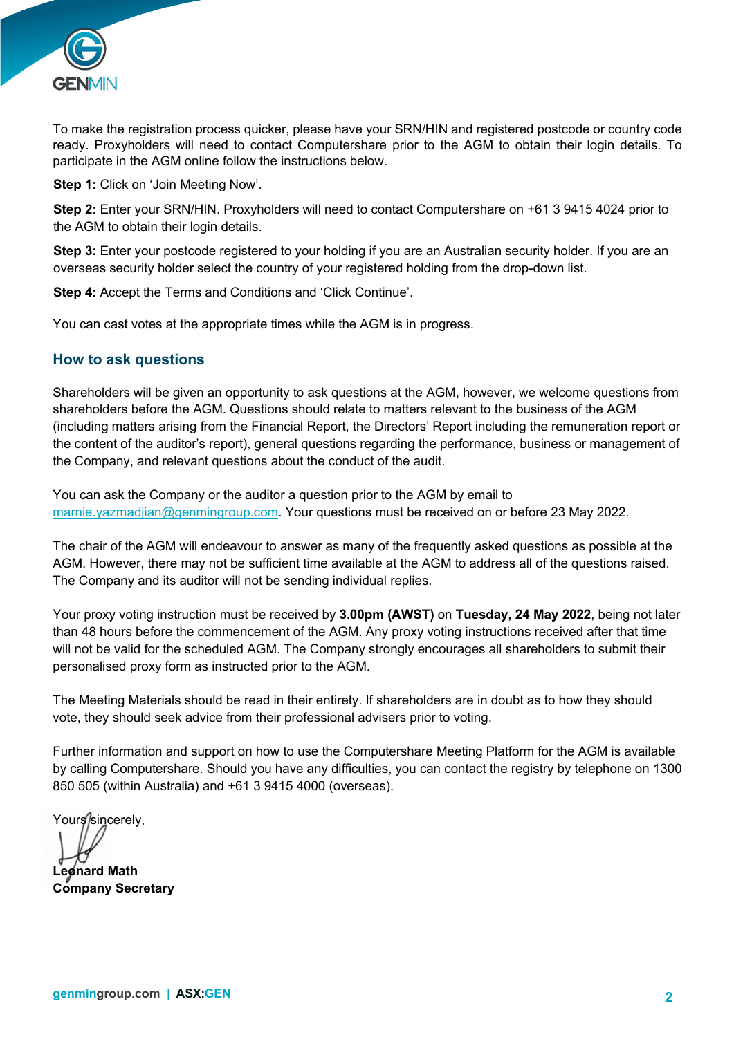To make the registration process quicker, please have your SRN/HIN and registered postcode or country code ready. Proxyholders will need to contact Computershare prior to the AGM to obtain their login details. To participate in the AGM online follow the instructions below.

**Step 1:** Click on 'Join Meeting Now'.

**Step 2:** Enter your SRN/HIN. Proxyholders will need to contact Computershare on +61 3 9415 4024 prior to the AGM to obtain their login details.

**Step 3:** Enter your postcode registered to your holding if you are an Australian security holder. If you are an overseas security holder select the country of your registered holding from the drop-down list.

**Step 4:** Accept the Terms and Conditions and 'Click Continue'.

You can cast votes at the appropriate times while the AGM is in progress.

## How to ask questions

Shareholders will be given an opportunity to ask questions at the AGM, however, we welcome questions from shareholders before the AGM. Questions should relate to matters relevant to the business of the AGM (including matters arising from the Financial Report, the Directors' Report including the remuneration report or the content of the auditor's report), general questions regarding the performance, business or management of the Company, and relevant questions about the conduct of the audit.

You can ask the Company or the auditor a question prior to the AGM by email to marnie.yazmadjian@genmingroup.com. Your questions must be received on or before 23 May 2022.

The chair of the AGM will endeavour to answer as many of the frequently asked questions as possible at the AGM. However, there may not be sufficient time available at the AGM to address all of the questions raised. The Company and its auditor will not be sending individual replies.

Your proxy voting instruction must be received by **3.00pm (AWST)** on **Tuesday, 24 May 2022**, being not later than 48 hours before the commencement of the AGM. Any proxy voting instructions received after that time will not be valid for the scheduled AGM. The Company strongly encourages all shareholders to submit their personalised proxy form as instructed prior to the AGM.

The Meeting Materials should be read in their entirety. If shareholders are in doubt as to how they should vote, they should seek advice from their professional advisers prior to voting.

Further information and support on how to use the Computershare Meeting Platform for the AGM is available by calling Computershare. Should you have any difficulties, you can contact the registry by telephone on 1300 850 505 (within Australia) and +61 3 9415 4000 (overseas).

Yours sincerely,

**Leonard Math**
**Company Secretary**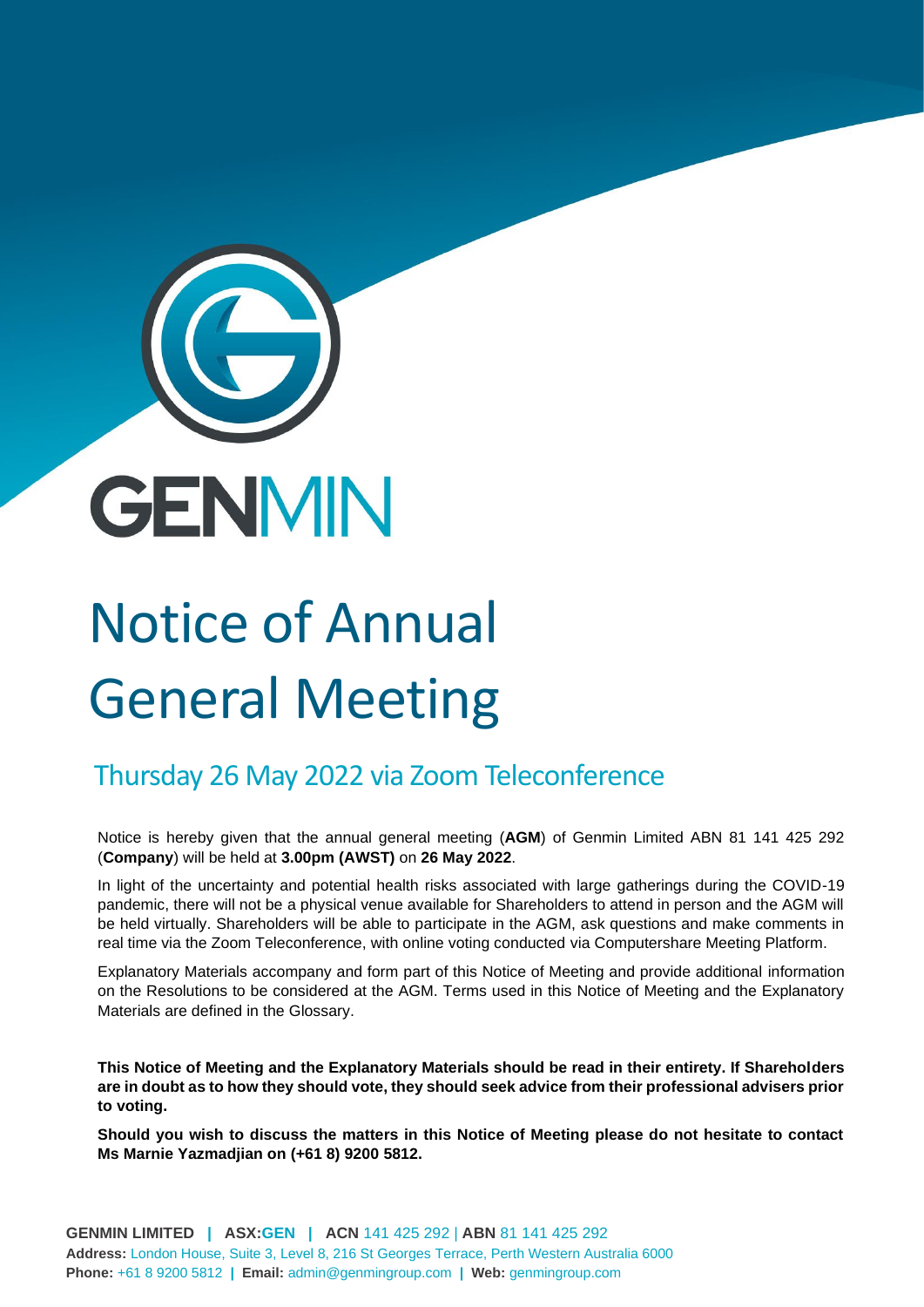GENMIN

# Notice of Annual General Meeting

## Thursday 26 May 2022 via Zoom Teleconference

Notice is hereby given that the annual general meeting (**AGM**) of Genmin Limited ABN 81 141 425 292 (**Company**) will be held at **3.00pm (AWST)** on **26 May 2022**.

In light of the uncertainty and potential health risks associated with large gatherings during the COVID-19 pandemic, there will not be a physical venue available for Shareholders to attend in person and the AGM will be held virtually. Shareholders will be able to participate in the AGM, ask questions and make comments in real time via the Zoom Teleconference, with online voting conducted via Computershare Meeting Platform.

Explanatory Materials accompany and form part of this Notice of Meeting and provide additional information on the Resolutions to be considered at the AGM. Terms used in this Notice of Meeting and the Explanatory Materials are defined in the Glossary.

**This Notice of Meeting and the Explanatory Materials should be read in their entirety. If Shareholders are in doubt as to how they should vote, they should seek advice from their professional advisers prior to voting.**

**Should you wish to discuss the matters in this Notice of Meeting please do not hesitate to contact Ms Marnie Yazmadjian on (+61 8) 9200 5812.**

**GENMIN LIMITED | ASX:GEN | ACN** 141 425 292 | **ABN** 81 141 425 292
**Address:** London House, Suite 3, Level 8, 216 St Georges Terrace, Perth Western Australia 6000
**Phone:** +61 8 9200 5812 | **Email:** admin@genmingroup.com | **Web:** genmingroup.com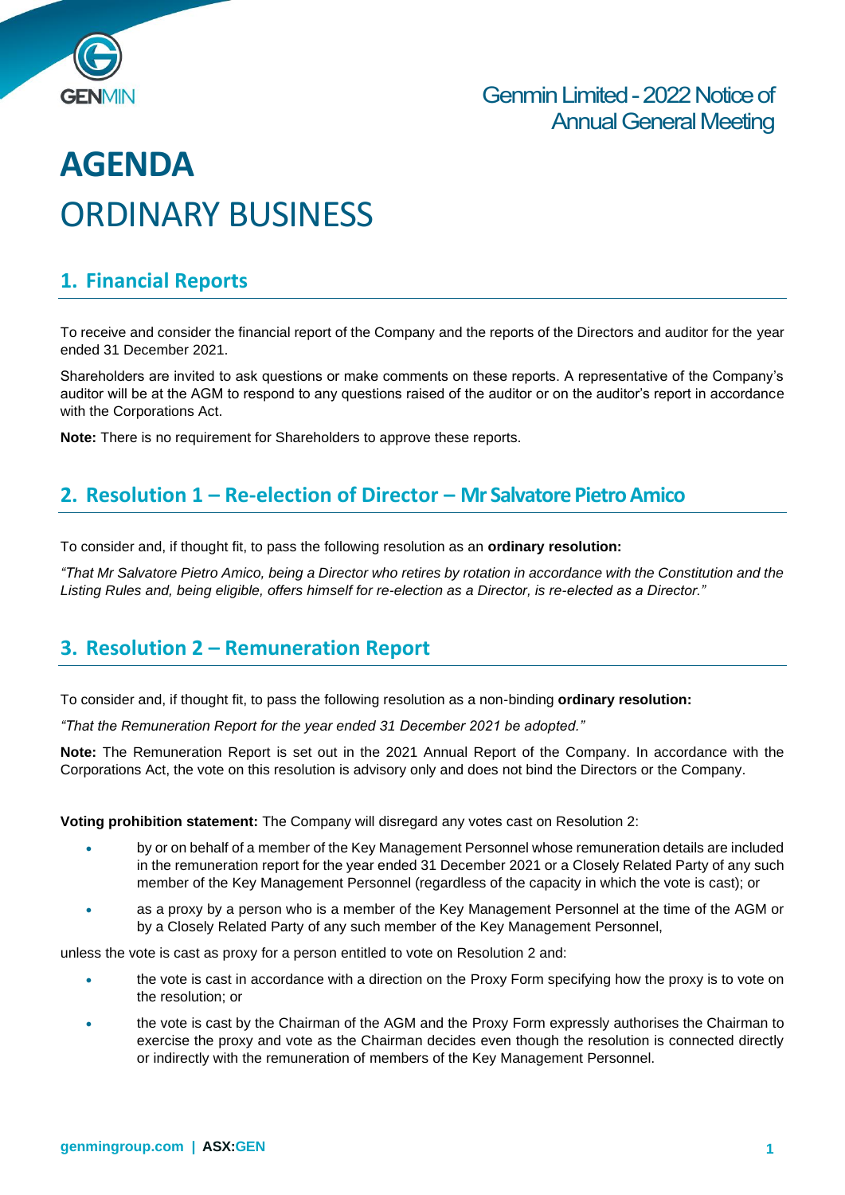# AGENDA

# ORDINARY BUSINESS

## 1. Financial Reports

To receive and consider the financial report of the Company and the reports of the Directors and auditor for the year ended 31 December 2021.

Shareholders are invited to ask questions or make comments on these reports. A representative of the Company's auditor will be at the AGM to respond to any questions raised of the auditor or on the auditor's report in accordance with the Corporations Act.

**Note:** There is no requirement for Shareholders to approve these reports.

## 2. Resolution 1 – Re-election of Director – Mr Salvatore Pietro Amico

To consider and, if thought fit, to pass the following resolution as an **ordinary resolution:**

*"That Mr Salvatore Pietro Amico, being a Director who retires by rotation in accordance with the Constitution and the Listing Rules and, being eligible, offers himself for re-election as a Director, is re-elected as a Director."*

## 3. Resolution 2 – Remuneration Report

To consider and, if thought fit, to pass the following resolution as a non-binding **ordinary resolution:**

*"That the Remuneration Report for the year ended 31 December 2021 be adopted."*

**Note:** The Remuneration Report is set out in the 2021 Annual Report of the Company. In accordance with the Corporations Act, the vote on this resolution is advisory only and does not bind the Directors or the Company.

**Voting prohibition statement:** The Company will disregard any votes cast on Resolution 2:

- by or on behalf of a member of the Key Management Personnel whose remuneration details are included in the remuneration report for the year ended 31 December 2021 or a Closely Related Party of any such member of the Key Management Personnel (regardless of the capacity in which the vote is cast); or
- as a proxy by a person who is a member of the Key Management Personnel at the time of the AGM or by a Closely Related Party of any such member of the Key Management Personnel,

unless the vote is cast as proxy for a person entitled to vote on Resolution 2 and:

- the vote is cast in accordance with a direction on the Proxy Form specifying how the proxy is to vote on the resolution; or
- the vote is cast by the Chairman of the AGM and the Proxy Form expressly authorises the Chairman to exercise the proxy and vote as the Chairman decides even though the resolution is connected directly or indirectly with the remuneration of members of the Key Management Personnel.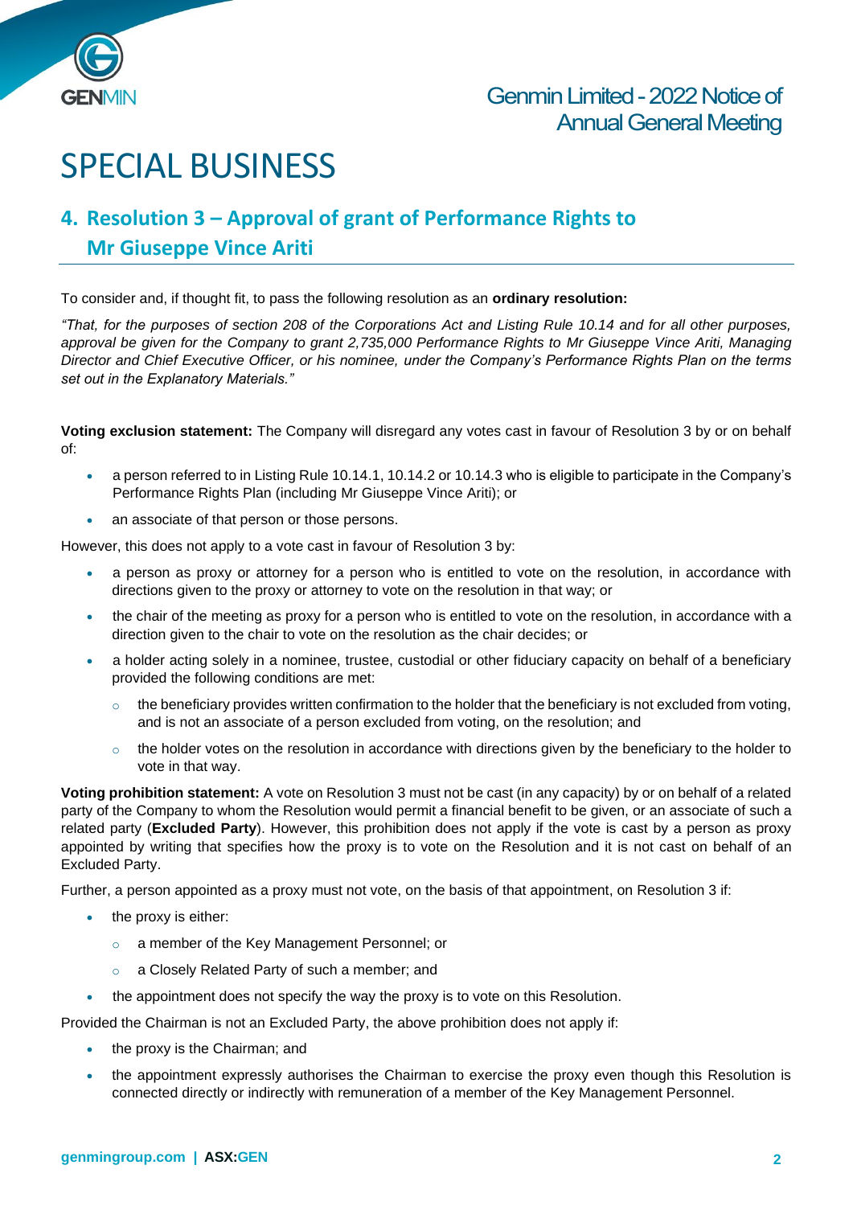# SPECIAL BUSINESS

## 4. Resolution 3 – Approval of grant of Performance Rights to Mr Giuseppe Vince Ariti

To consider and, if thought fit, to pass the following resolution as an **ordinary resolution:**

*"That, for the purposes of section 208 of the Corporations Act and Listing Rule 10.14 and for all other purposes, approval be given for the Company to grant 2,735,000 Performance Rights to Mr Giuseppe Vince Ariti, Managing Director and Chief Executive Officer, or his nominee, under the Company's Performance Rights Plan on the terms set out in the Explanatory Materials."*

**Voting exclusion statement:** The Company will disregard any votes cast in favour of Resolution 3 by or on behalf of:

- a person referred to in Listing Rule 10.14.1, 10.14.2 or 10.14.3 who is eligible to participate in the Company's Performance Rights Plan (including Mr Giuseppe Vince Ariti); or
- an associate of that person or those persons.

However, this does not apply to a vote cast in favour of Resolution 3 by:

- a person as proxy or attorney for a person who is entitled to vote on the resolution, in accordance with directions given to the proxy or attorney to vote on the resolution in that way; or
- the chair of the meeting as proxy for a person who is entitled to vote on the resolution, in accordance with a direction given to the chair to vote on the resolution as the chair decides; or
- a holder acting solely in a nominee, trustee, custodial or other fiduciary capacity on behalf of a beneficiary provided the following conditions are met:
  - the beneficiary provides written confirmation to the holder that the beneficiary is not excluded from voting, and is not an associate of a person excluded from voting, on the resolution; and
  - the holder votes on the resolution in accordance with directions given by the beneficiary to the holder to vote in that way.

**Voting prohibition statement:** A vote on Resolution 3 must not be cast (in any capacity) by or on behalf of a related party of the Company to whom the Resolution would permit a financial benefit to be given, or an associate of such a related party (**Excluded Party**). However, this prohibition does not apply if the vote is cast by a person as proxy appointed by writing that specifies how the proxy is to vote on the Resolution and it is not cast on behalf of an Excluded Party.

Further, a person appointed as a proxy must not vote, on the basis of that appointment, on Resolution 3 if:

- the proxy is either:
  - a member of the Key Management Personnel; or
  - a Closely Related Party of such a member; and
- the appointment does not specify the way the proxy is to vote on this Resolution.

Provided the Chairman is not an Excluded Party, the above prohibition does not apply if:

- the proxy is the Chairman; and
- the appointment expressly authorises the Chairman to exercise the proxy even though this Resolution is connected directly or indirectly with remuneration of a member of the Key Management Personnel.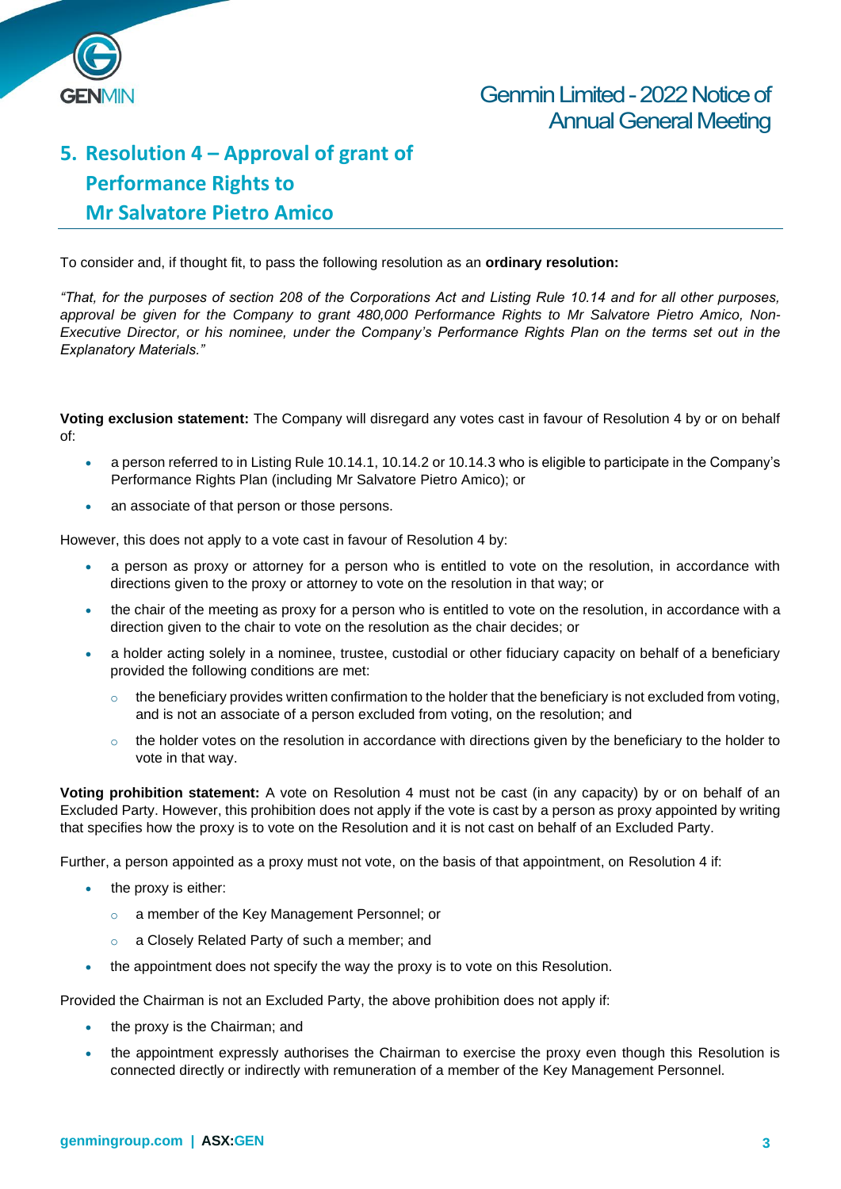## 5. Resolution 4 – Approval of grant of Performance Rights to Mr Salvatore Pietro Amico

To consider and, if thought fit, to pass the following resolution as an **ordinary resolution:**

*"That, for the purposes of section 208 of the Corporations Act and Listing Rule 10.14 and for all other purposes, approval be given for the Company to grant 480,000 Performance Rights to Mr Salvatore Pietro Amico, Non-Executive Director, or his nominee, under the Company's Performance Rights Plan on the terms set out in the Explanatory Materials."*

**Voting exclusion statement:** The Company will disregard any votes cast in favour of Resolution 4 by or on behalf of:

- a person referred to in Listing Rule 10.14.1, 10.14.2 or 10.14.3 who is eligible to participate in the Company's Performance Rights Plan (including Mr Salvatore Pietro Amico); or
- an associate of that person or those persons.

However, this does not apply to a vote cast in favour of Resolution 4 by:

- a person as proxy or attorney for a person who is entitled to vote on the resolution, in accordance with directions given to the proxy or attorney to vote on the resolution in that way; or
- the chair of the meeting as proxy for a person who is entitled to vote on the resolution, in accordance with a direction given to the chair to vote on the resolution as the chair decides; or
- a holder acting solely in a nominee, trustee, custodial or other fiduciary capacity on behalf of a beneficiary provided the following conditions are met:
  - the beneficiary provides written confirmation to the holder that the beneficiary is not excluded from voting, and is not an associate of a person excluded from voting, on the resolution; and
  - the holder votes on the resolution in accordance with directions given by the beneficiary to the holder to vote in that way.

**Voting prohibition statement:** A vote on Resolution 4 must not be cast (in any capacity) by or on behalf of an Excluded Party. However, this prohibition does not apply if the vote is cast by a person as proxy appointed by writing that specifies how the proxy is to vote on the Resolution and it is not cast on behalf of an Excluded Party.

Further, a person appointed as a proxy must not vote, on the basis of that appointment, on Resolution 4 if:

- the proxy is either:
  - a member of the Key Management Personnel; or
  - a Closely Related Party of such a member; and
- the appointment does not specify the way the proxy is to vote on this Resolution.

Provided the Chairman is not an Excluded Party, the above prohibition does not apply if:

- the proxy is the Chairman; and
- the appointment expressly authorises the Chairman to exercise the proxy even though this Resolution is connected directly or indirectly with remuneration of a member of the Key Management Personnel.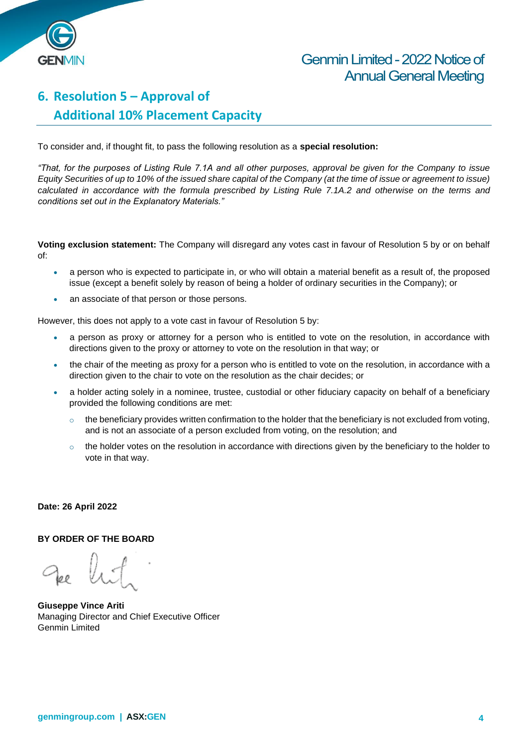## 6. Resolution 5 – Approval of Additional 10% Placement Capacity

To consider and, if thought fit, to pass the following resolution as a **special resolution:**

*"That, for the purposes of Listing Rule 7.1A and all other purposes, approval be given for the Company to issue Equity Securities of up to 10% of the issued share capital of the Company (at the time of issue or agreement to issue) calculated in accordance with the formula prescribed by Listing Rule 7.1A.2 and otherwise on the terms and conditions set out in the Explanatory Materials."*

**Voting exclusion statement:** The Company will disregard any votes cast in favour of Resolution 5 by or on behalf of:

- a person who is expected to participate in, or who will obtain a material benefit as a result of, the proposed issue (except a benefit solely by reason of being a holder of ordinary securities in the Company); or
- an associate of that person or those persons.

However, this does not apply to a vote cast in favour of Resolution 5 by:

- a person as proxy or attorney for a person who is entitled to vote on the resolution, in accordance with directions given to the proxy or attorney to vote on the resolution in that way; or
- the chair of the meeting as proxy for a person who is entitled to vote on the resolution, in accordance with a direction given to the chair to vote on the resolution as the chair decides; or
- a holder acting solely in a nominee, trustee, custodial or other fiduciary capacity on behalf of a beneficiary provided the following conditions are met:
  - the beneficiary provides written confirmation to the holder that the beneficiary is not excluded from voting, and is not an associate of a person excluded from voting, on the resolution; and
  - the holder votes on the resolution in accordance with directions given by the beneficiary to the holder to vote in that way.

**Date: 26 April 2022**

**BY ORDER OF THE BOARD**

**Giuseppe Vince Ariti**
Managing Director and Chief Executive Officer
Genmin Limited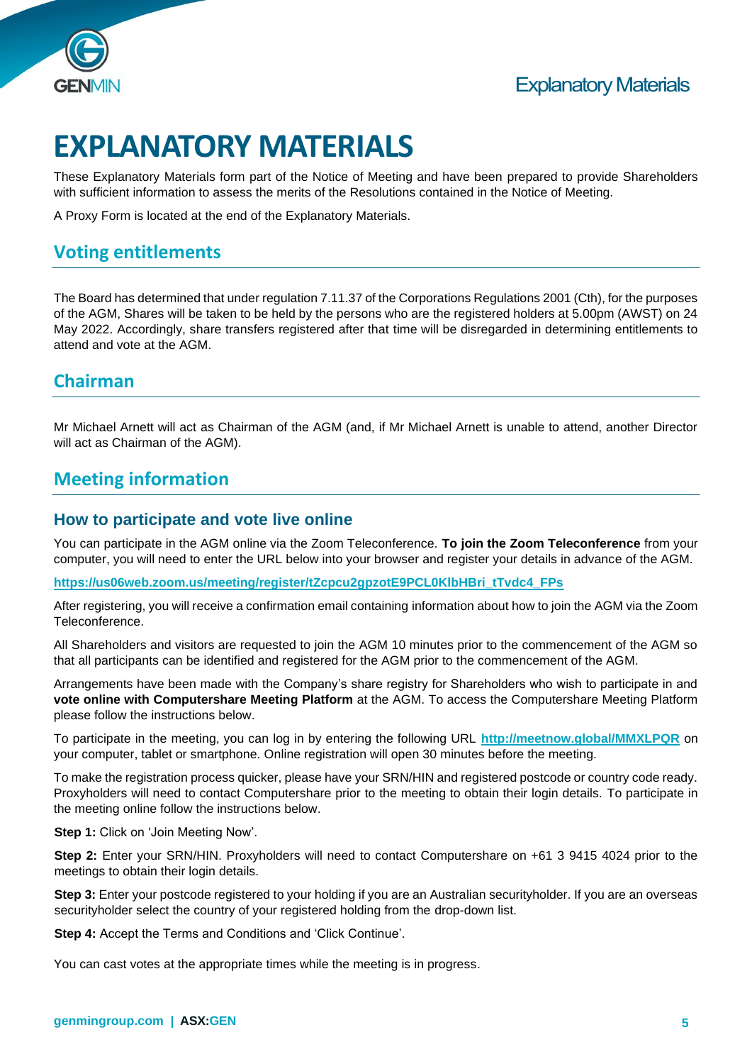# EXPLANATORY MATERIALS

These Explanatory Materials form part of the Notice of Meeting and have been prepared to provide Shareholders with sufficient information to assess the merits of the Resolutions contained in the Notice of Meeting.

A Proxy Form is located at the end of the Explanatory Materials.

## Voting entitlements

The Board has determined that under regulation 7.11.37 of the Corporations Regulations 2001 (Cth), for the purposes of the AGM, Shares will be taken to be held by the persons who are the registered holders at 5.00pm (AWST) on 24 May 2022. Accordingly, share transfers registered after that time will be disregarded in determining entitlements to attend and vote at the AGM.

## Chairman

Mr Michael Arnett will act as Chairman of the AGM (and, if Mr Michael Arnett is unable to attend, another Director will act as Chairman of the AGM).

## Meeting information

### How to participate and vote live online

You can participate in the AGM online via the Zoom Teleconference. **To join the Zoom Teleconference** from your computer, you will need to enter the URL below into your browser and register your details in advance of the AGM.

**https://us06web.zoom.us/meeting/register/tZcpcu2gpzotE9PCL0KlbHBri_tTvdc4_FPs**

After registering, you will receive a confirmation email containing information about how to join the AGM via the Zoom Teleconference.

All Shareholders and visitors are requested to join the AGM 10 minutes prior to the commencement of the AGM so that all participants can be identified and registered for the AGM prior to the commencement of the AGM.

Arrangements have been made with the Company's share registry for Shareholders who wish to participate in and **vote online with Computershare Meeting Platform** at the AGM. To access the Computershare Meeting Platform please follow the instructions below.

To participate in the meeting, you can log in by entering the following URL **http://meetnow.global/MMXLPQR** on your computer, tablet or smartphone. Online registration will open 30 minutes before the meeting.

To make the registration process quicker, please have your SRN/HIN and registered postcode or country code ready. Proxyholders will need to contact Computershare prior to the meeting to obtain their login details. To participate in the meeting online follow the instructions below.

**Step 1:** Click on 'Join Meeting Now'.

**Step 2:** Enter your SRN/HIN. Proxyholders will need to contact Computershare on +61 3 9415 4024 prior to the meetings to obtain their login details.

**Step 3:** Enter your postcode registered to your holding if you are an Australian securityholder. If you are an overseas securityholder select the country of your registered holding from the drop-down list.

**Step 4:** Accept the Terms and Conditions and 'Click Continue'.

You can cast votes at the appropriate times while the meeting is in progress.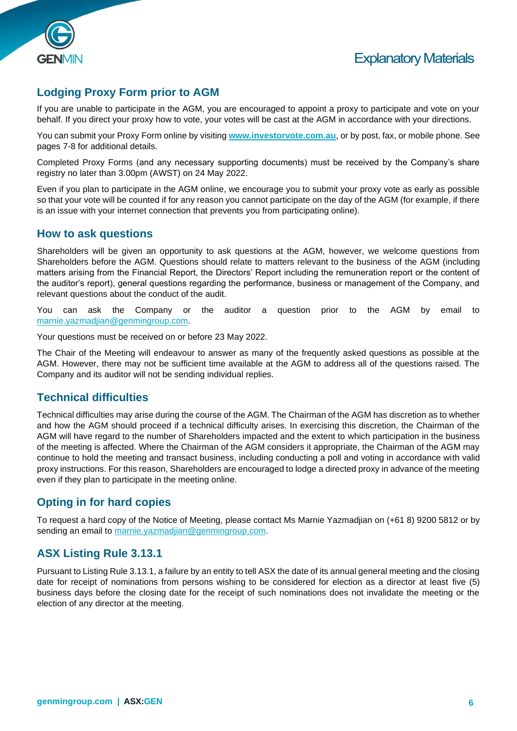## Lodging Proxy Form prior to AGM

If you are unable to participate in the AGM, you are encouraged to appoint a proxy to participate and vote on your behalf. If you direct your proxy how to vote, your votes will be cast at the AGM in accordance with your directions.

You can submit your Proxy Form online by visiting **www.investorvote.com.au**, or by post, fax, or mobile phone. See pages 7-8 for additional details.

Completed Proxy Forms (and any necessary supporting documents) must be received by the Company's share registry no later than 3.00pm (AWST) on 24 May 2022.

Even if you plan to participate in the AGM online, we encourage you to submit your proxy vote as early as possible so that your vote will be counted if for any reason you cannot participate on the day of the AGM (for example, if there is an issue with your internet connection that prevents you from participating online).

## How to ask questions

Shareholders will be given an opportunity to ask questions at the AGM, however, we welcome questions from Shareholders before the AGM. Questions should relate to matters relevant to the business of the AGM (including matters arising from the Financial Report, the Directors' Report including the remuneration report or the content of the auditor's report), general questions regarding the performance, business or management of the Company, and relevant questions about the conduct of the audit.

You can ask the Company or the auditor a question prior to the AGM by email to marnie.yazmadjian@genmingroup.com.

Your questions must be received on or before 23 May 2022.

The Chair of the Meeting will endeavour to answer as many of the frequently asked questions as possible at the AGM. However, there may not be sufficient time available at the AGM to address all of the questions raised. The Company and its auditor will not be sending individual replies.

## Technical difficulties

Technical difficulties may arise during the course of the AGM. The Chairman of the AGM has discretion as to whether and how the AGM should proceed if a technical difficulty arises. In exercising this discretion, the Chairman of the AGM will have regard to the number of Shareholders impacted and the extent to which participation in the business of the meeting is affected. Where the Chairman of the AGM considers it appropriate, the Chairman of the AGM may continue to hold the meeting and transact business, including conducting a poll and voting in accordance with valid proxy instructions. For this reason, Shareholders are encouraged to lodge a directed proxy in advance of the meeting even if they plan to participate in the meeting online.

## Opting in for hard copies

To request a hard copy of the Notice of Meeting, please contact Ms Marnie Yazmadjian on (+61 8) 9200 5812 or by sending an email to marnie.yazmadjian@genmingroup.com.

## ASX Listing Rule 3.13.1

Pursuant to Listing Rule 3.13.1, a failure by an entity to tell ASX the date of its annual general meeting and the closing date for receipt of nominations from persons wishing to be considered for election as a director at least five (5) business days before the closing date for the receipt of such nominations does not invalidate the meeting or the election of any director at the meeting.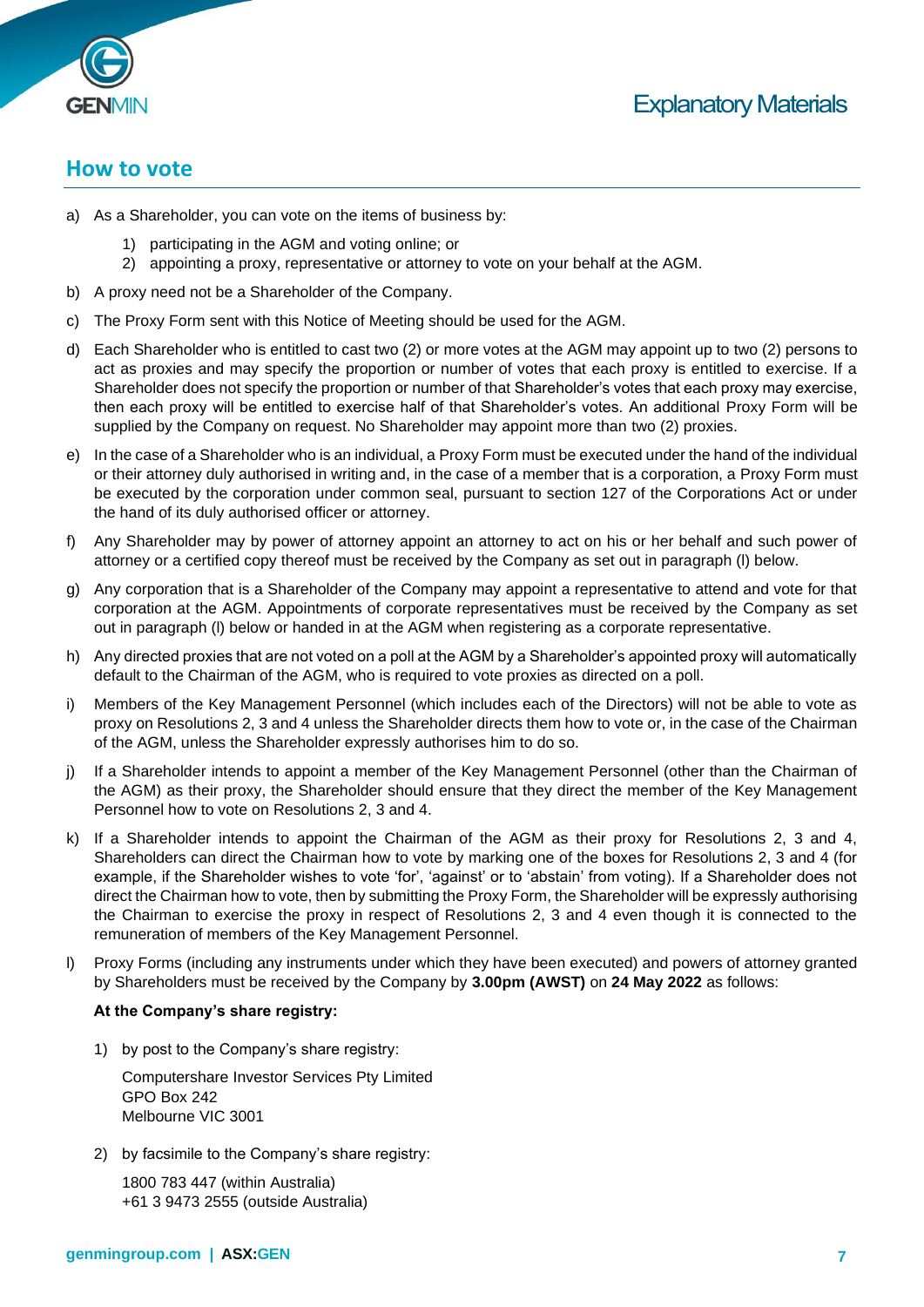## How to vote

a) As a Shareholder, you can vote on the items of business by:

   1) participating in the AGM and voting online; or
   2) appointing a proxy, representative or attorney to vote on your behalf at the AGM.

b) A proxy need not be a Shareholder of the Company.

c) The Proxy Form sent with this Notice of Meeting should be used for the AGM.

d) Each Shareholder who is entitled to cast two (2) or more votes at the AGM may appoint up to two (2) persons to act as proxies and may specify the proportion or number of votes that each proxy is entitled to exercise. If a Shareholder does not specify the proportion or number of that Shareholder's votes that each proxy may exercise, then each proxy will be entitled to exercise half of that Shareholder's votes. An additional Proxy Form will be supplied by the Company on request. No Shareholder may appoint more than two (2) proxies.

e) In the case of a Shareholder who is an individual, a Proxy Form must be executed under the hand of the individual or their attorney duly authorised in writing and, in the case of a member that is a corporation, a Proxy Form must be executed by the corporation under common seal, pursuant to section 127 of the Corporations Act or under the hand of its duly authorised officer or attorney.

f) Any Shareholder may by power of attorney appoint an attorney to act on his or her behalf and such power of attorney or a certified copy thereof must be received by the Company as set out in paragraph (l) below.

g) Any corporation that is a Shareholder of the Company may appoint a representative to attend and vote for that corporation at the AGM. Appointments of corporate representatives must be received by the Company as set out in paragraph (l) below or handed in at the AGM when registering as a corporate representative.

h) Any directed proxies that are not voted on a poll at the AGM by a Shareholder's appointed proxy will automatically default to the Chairman of the AGM, who is required to vote proxies as directed on a poll.

i) Members of the Key Management Personnel (which includes each of the Directors) will not be able to vote as proxy on Resolutions 2, 3 and 4 unless the Shareholder directs them how to vote or, in the case of the Chairman of the AGM, unless the Shareholder expressly authorises him to do so.

j) If a Shareholder intends to appoint a member of the Key Management Personnel (other than the Chairman of the AGM) as their proxy, the Shareholder should ensure that they direct the member of the Key Management Personnel how to vote on Resolutions 2, 3 and 4.

k) If a Shareholder intends to appoint the Chairman of the AGM as their proxy for Resolutions 2, 3 and 4, Shareholders can direct the Chairman how to vote by marking one of the boxes for Resolutions 2, 3 and 4 (for example, if the Shareholder wishes to vote 'for', 'against' or to 'abstain' from voting). If a Shareholder does not direct the Chairman how to vote, then by submitting the Proxy Form, the Shareholder will be expressly authorising the Chairman to exercise the proxy in respect of Resolutions 2, 3 and 4 even though it is connected to the remuneration of members of the Key Management Personnel.

l) Proxy Forms (including any instruments under which they have been executed) and powers of attorney granted by Shareholders must be received by the Company by **3.00pm (AWST)** on **24 May 2022** as follows:

   **At the Company's share registry:**

   1) by post to the Company's share registry:

      Computershare Investor Services Pty Limited
      GPO Box 242
      Melbourne VIC 3001

   2) by facsimile to the Company's share registry:

      1800 783 447 (within Australia)
      +61 3 9473 2555 (outside Australia)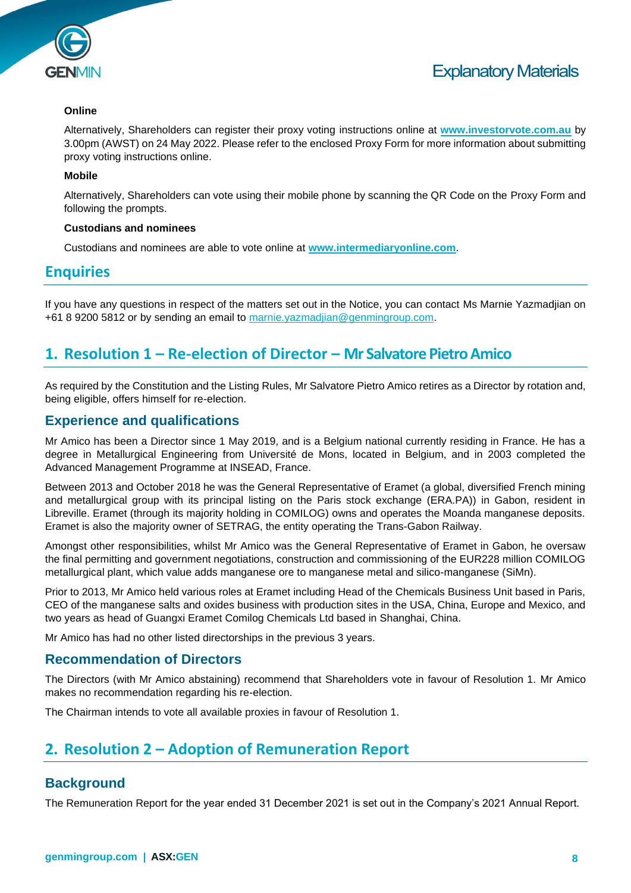**Online**

Alternatively, Shareholders can register their proxy voting instructions online at **www.investorvote.com.au** by 3.00pm (AWST) on 24 May 2022. Please refer to the enclosed Proxy Form for more information about submitting proxy voting instructions online.

**Mobile**

Alternatively, Shareholders can vote using their mobile phone by scanning the QR Code on the Proxy Form and following the prompts.

**Custodians and nominees**

Custodians and nominees are able to vote online at **www.intermediaryonline.com**.

## Enquiries

If you have any questions in respect of the matters set out in the Notice, you can contact Ms Marnie Yazmadjian on +61 8 9200 5812 or by sending an email to marnie.yazmadjian@genmingroup.com.

## 1. Resolution 1 – Re-election of Director – Mr Salvatore Pietro Amico

As required by the Constitution and the Listing Rules, Mr Salvatore Pietro Amico retires as a Director by rotation and, being eligible, offers himself for re-election.

### Experience and qualifications

Mr Amico has been a Director since 1 May 2019, and is a Belgium national currently residing in France. He has a degree in Metallurgical Engineering from Université de Mons, located in Belgium, and in 2003 completed the Advanced Management Programme at INSEAD, France.

Between 2013 and October 2018 he was the General Representative of Eramet (a global, diversified French mining and metallurgical group with its principal listing on the Paris stock exchange (ERA.PA)) in Gabon, resident in Libreville. Eramet (through its majority holding in COMILOG) owns and operates the Moanda manganese deposits. Eramet is also the majority owner of SETRAG, the entity operating the Trans-Gabon Railway.

Amongst other responsibilities, whilst Mr Amico was the General Representative of Eramet in Gabon, he oversaw the final permitting and government negotiations, construction and commissioning of the EUR228 million COMILOG metallurgical plant, which value adds manganese ore to manganese metal and silico-manganese (SiMn).

Prior to 2013, Mr Amico held various roles at Eramet including Head of the Chemicals Business Unit based in Paris, CEO of the manganese salts and oxides business with production sites in the USA, China, Europe and Mexico, and two years as head of Guangxi Eramet Comilog Chemicals Ltd based in Shanghai, China.

Mr Amico has had no other listed directorships in the previous 3 years.

### Recommendation of Directors

The Directors (with Mr Amico abstaining) recommend that Shareholders vote in favour of Resolution 1. Mr Amico makes no recommendation regarding his re-election.

The Chairman intends to vote all available proxies in favour of Resolution 1.

## 2. Resolution 2 – Adoption of Remuneration Report

### Background

The Remuneration Report for the year ended 31 December 2021 is set out in the Company's 2021 Annual Report.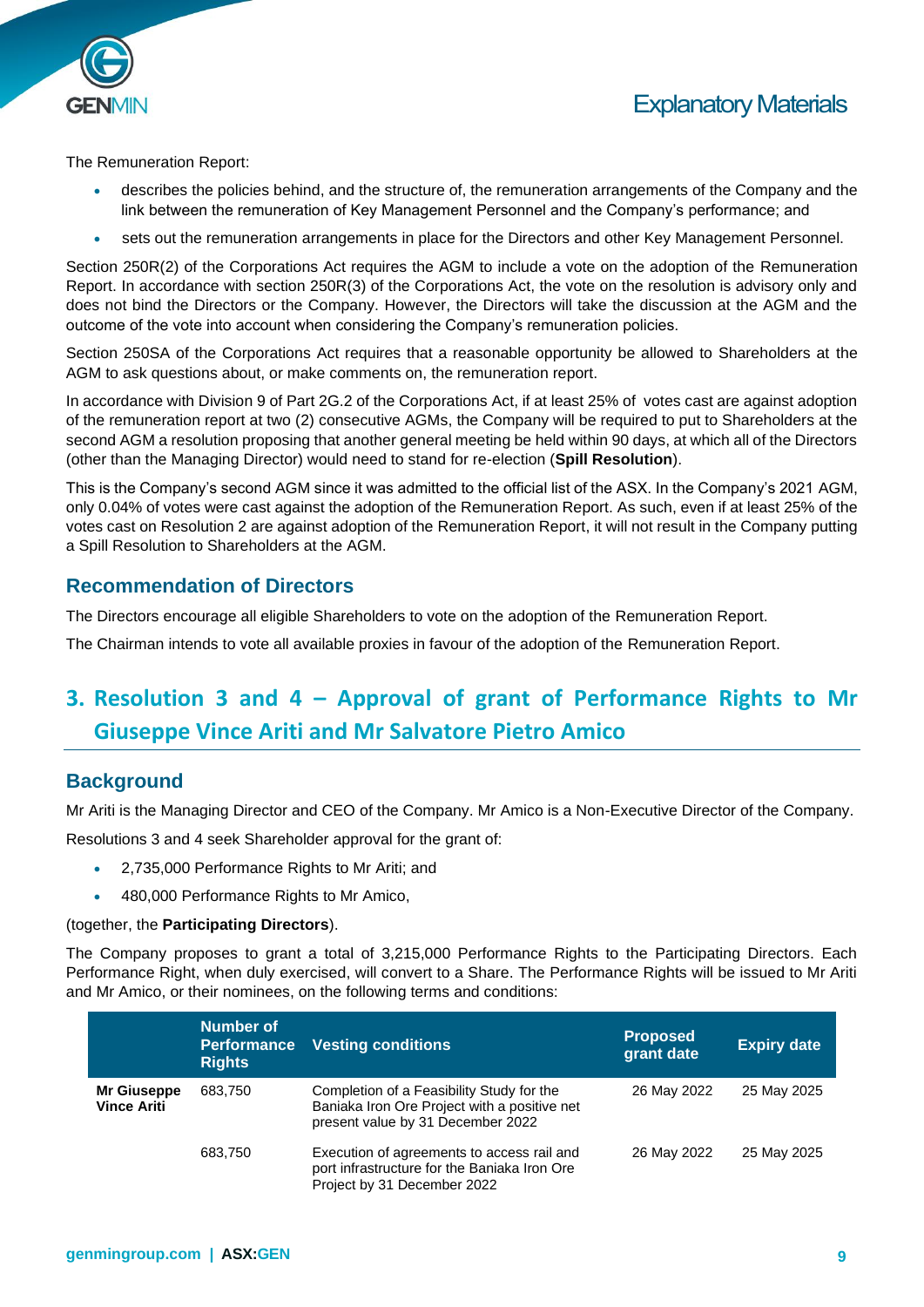The Remuneration Report:

- describes the policies behind, and the structure of, the remuneration arrangements of the Company and the link between the remuneration of Key Management Personnel and the Company's performance; and
- sets out the remuneration arrangements in place for the Directors and other Key Management Personnel.

Section 250R(2) of the Corporations Act requires the AGM to include a vote on the adoption of the Remuneration Report. In accordance with section 250R(3) of the Corporations Act, the vote on the resolution is advisory only and does not bind the Directors or the Company. However, the Directors will take the discussion at the AGM and the outcome of the vote into account when considering the Company's remuneration policies.

Section 250SA of the Corporations Act requires that a reasonable opportunity be allowed to Shareholders at the AGM to ask questions about, or make comments on, the remuneration report.

In accordance with Division 9 of Part 2G.2 of the Corporations Act, if at least 25% of votes cast are against adoption of the remuneration report at two (2) consecutive AGMs, the Company will be required to put to Shareholders at the second AGM a resolution proposing that another general meeting be held within 90 days, at which all of the Directors (other than the Managing Director) would need to stand for re-election (**Spill Resolution**).

This is the Company's second AGM since it was admitted to the official list of the ASX. In the Company's 2021 AGM, only 0.04% of votes were cast against the adoption of the Remuneration Report. As such, even if at least 25% of the votes cast on Resolution 2 are against adoption of the Remuneration Report, it will not result in the Company putting a Spill Resolution to Shareholders at the AGM.

### Recommendation of Directors

The Directors encourage all eligible Shareholders to vote on the adoption of the Remuneration Report.

The Chairman intends to vote all available proxies in favour of the adoption of the Remuneration Report.

## 3. Resolution 3 and 4 – Approval of grant of Performance Rights to Mr Giuseppe Vince Ariti and Mr Salvatore Pietro Amico

### Background

Mr Ariti is the Managing Director and CEO of the Company. Mr Amico is a Non-Executive Director of the Company.

Resolutions 3 and 4 seek Shareholder approval for the grant of:

- 2,735,000 Performance Rights to Mr Ariti; and
- 480,000 Performance Rights to Mr Amico,

(together, the **Participating Directors**).

The Company proposes to grant a total of 3,215,000 Performance Rights to the Participating Directors. Each Performance Right, when duly exercised, will convert to a Share. The Performance Rights will be issued to Mr Ariti and Mr Amico, or their nominees, on the following terms and conditions:

| | Number of Performance Rights | Vesting conditions | Proposed grant date | Expiry date |
|---|---|---|---|---|
| **Mr Giuseppe Vince Ariti** | 683,750 | Completion of a Feasibility Study for the Baniaka Iron Ore Project with a positive net present value by 31 December 2022 | 26 May 2022 | 25 May 2025 |
| | 683,750 | Execution of agreements to access rail and port infrastructure for the Baniaka Iron Ore Project by 31 December 2022 | 26 May 2022 | 25 May 2025 |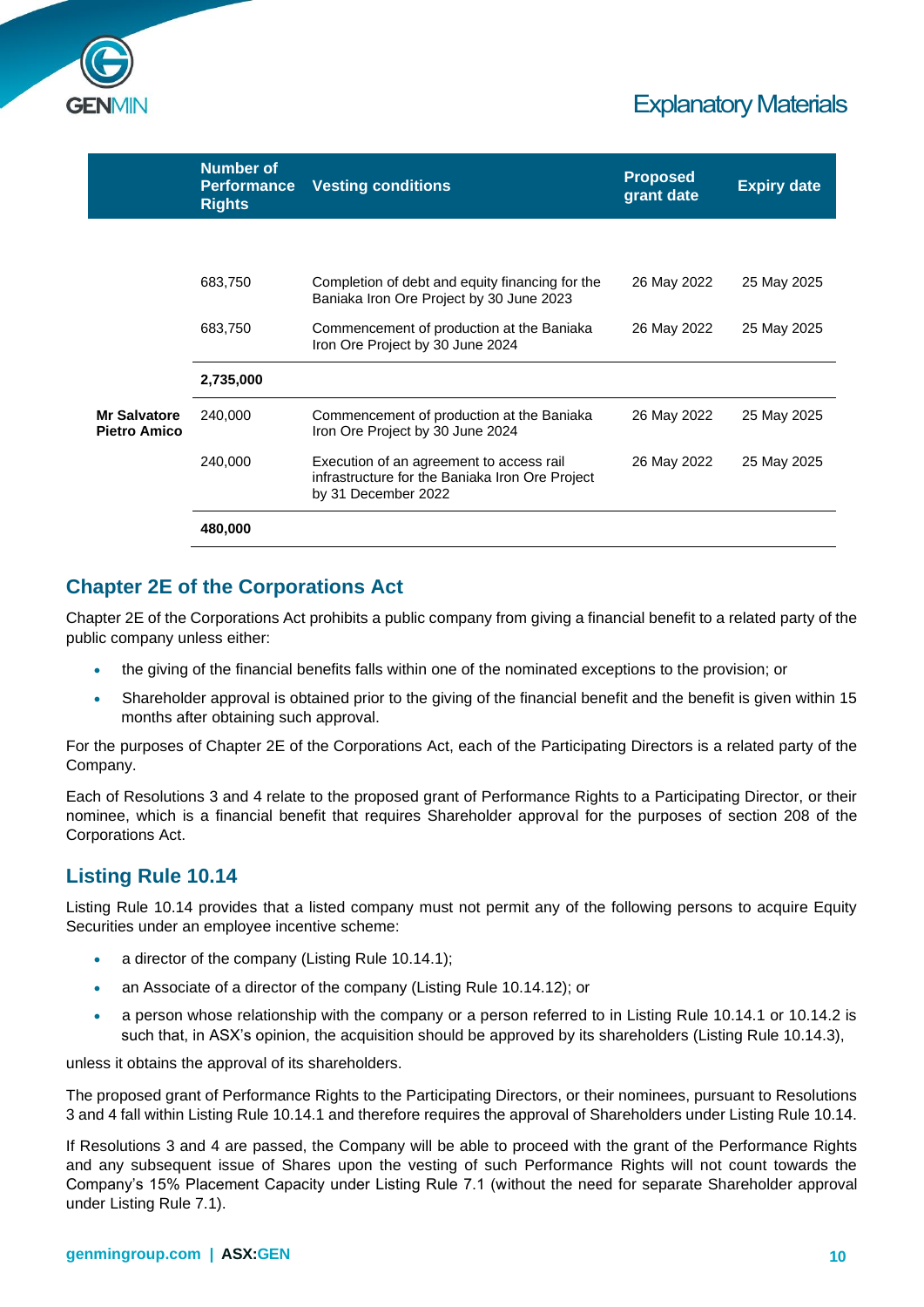| | Number of Performance Rights | Vesting conditions | Proposed grant date | Expiry date |
|---|---|---|---|---|
| | 683,750 | Completion of debt and equity financing for the Baniaka Iron Ore Project by 30 June 2023 | 26 May 2022 | 25 May 2025 |
| | 683,750 | Commencement of production at the Baniaka Iron Ore Project by 30 June 2024 | 26 May 2022 | 25 May 2025 |
| | **2,735,000** | | | |
| **Mr Salvatore Pietro Amico** | 240,000 | Commencement of production at the Baniaka Iron Ore Project by 30 June 2024 | 26 May 2022 | 25 May 2025 |
| | 240,000 | Execution of an agreement to access rail infrastructure for the Baniaka Iron Ore Project by 31 December 2022 | 26 May 2022 | 25 May 2025 |
| | **480,000** | | | |

## Chapter 2E of the Corporations Act

Chapter 2E of the Corporations Act prohibits a public company from giving a financial benefit to a related party of the public company unless either:

- the giving of the financial benefits falls within one of the nominated exceptions to the provision; or
- Shareholder approval is obtained prior to the giving of the financial benefit and the benefit is given within 15 months after obtaining such approval.

For the purposes of Chapter 2E of the Corporations Act, each of the Participating Directors is a related party of the Company.

Each of Resolutions 3 and 4 relate to the proposed grant of Performance Rights to a Participating Director, or their nominee, which is a financial benefit that requires Shareholder approval for the purposes of section 208 of the Corporations Act.

## Listing Rule 10.14

Listing Rule 10.14 provides that a listed company must not permit any of the following persons to acquire Equity Securities under an employee incentive scheme:

- a director of the company (Listing Rule 10.14.1);
- an Associate of a director of the company (Listing Rule 10.14.12); or
- a person whose relationship with the company or a person referred to in Listing Rule 10.14.1 or 10.14.2 is such that, in ASX's opinion, the acquisition should be approved by its shareholders (Listing Rule 10.14.3),

unless it obtains the approval of its shareholders.

The proposed grant of Performance Rights to the Participating Directors, or their nominees, pursuant to Resolutions 3 and 4 fall within Listing Rule 10.14.1 and therefore requires the approval of Shareholders under Listing Rule 10.14.

If Resolutions 3 and 4 are passed, the Company will be able to proceed with the grant of the Performance Rights and any subsequent issue of Shares upon the vesting of such Performance Rights will not count towards the Company's 15% Placement Capacity under Listing Rule 7.1 (without the need for separate Shareholder approval under Listing Rule 7.1).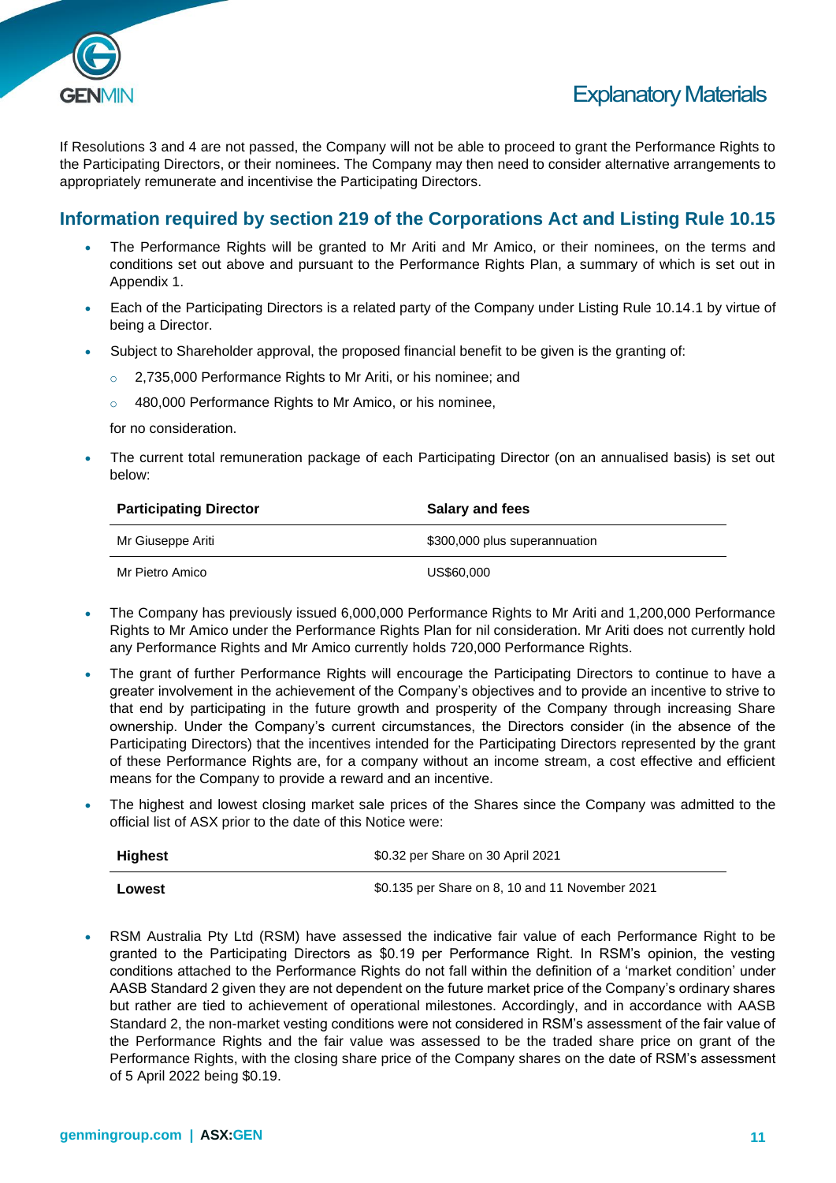If Resolutions 3 and 4 are not passed, the Company will not be able to proceed to grant the Performance Rights to the Participating Directors, or their nominees. The Company may then need to consider alternative arrangements to appropriately remunerate and incentivise the Participating Directors.

## Information required by section 219 of the Corporations Act and Listing Rule 10.15

- The Performance Rights will be granted to Mr Ariti and Mr Amico, or their nominees, on the terms and conditions set out above and pursuant to the Performance Rights Plan, a summary of which is set out in Appendix 1.
- Each of the Participating Directors is a related party of the Company under Listing Rule 10.14.1 by virtue of being a Director.
- Subject to Shareholder approval, the proposed financial benefit to be given is the granting of:
  - 2,735,000 Performance Rights to Mr Ariti, or his nominee; and
  - 480,000 Performance Rights to Mr Amico, or his nominee,

  for no consideration.
- The current total remuneration package of each Participating Director (on an annualised basis) is set out below:

| Participating Director | Salary and fees |
|---|---|
| Mr Giuseppe Ariti | $300,000 plus superannuation |
| Mr Pietro Amico | US$60,000 |

- The Company has previously issued 6,000,000 Performance Rights to Mr Ariti and 1,200,000 Performance Rights to Mr Amico under the Performance Rights Plan for nil consideration. Mr Ariti does not currently hold any Performance Rights and Mr Amico currently holds 720,000 Performance Rights.
- The grant of further Performance Rights will encourage the Participating Directors to continue to have a greater involvement in the achievement of the Company's objectives and to provide an incentive to strive to that end by participating in the future growth and prosperity of the Company through increasing Share ownership. Under the Company's current circumstances, the Directors consider (in the absence of the Participating Directors) that the incentives intended for the Participating Directors represented by the grant of these Performance Rights are, for a company without an income stream, a cost effective and efficient means for the Company to provide a reward and an incentive.
- The highest and lowest closing market sale prices of the Shares since the Company was admitted to the official list of ASX prior to the date of this Notice were:

| | |
|---|---|
| **Highest** | $0.32 per Share on 30 April 2021 |
| **Lowest** | $0.135 per Share on 8, 10 and 11 November 2021 |

- RSM Australia Pty Ltd (RSM) have assessed the indicative fair value of each Performance Right to be granted to the Participating Directors as $0.19 per Performance Right. In RSM's opinion, the vesting conditions attached to the Performance Rights do not fall within the definition of a 'market condition' under AASB Standard 2 given they are not dependent on the future market price of the Company's ordinary shares but rather are tied to achievement of operational milestones. Accordingly, and in accordance with AASB Standard 2, the non-market vesting conditions were not considered in RSM's assessment of the fair value of the Performance Rights and the fair value was assessed to be the traded share price on grant of the Performance Rights, with the closing share price of the Company shares on the date of RSM's assessment of 5 April 2022 being $0.19.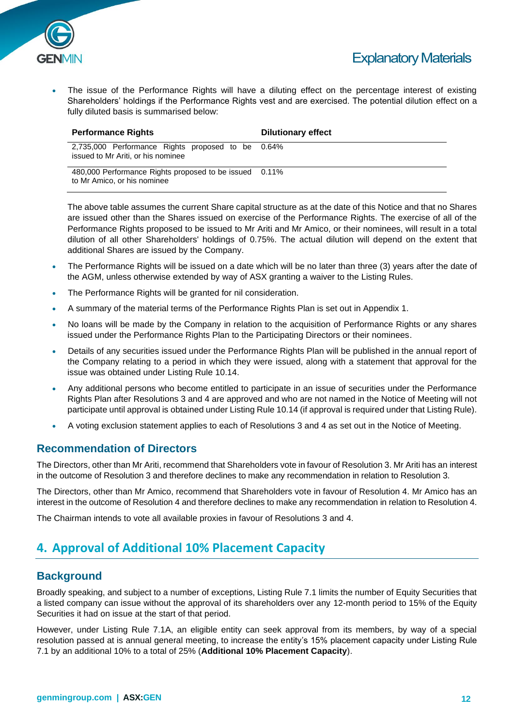- The issue of the Performance Rights will have a diluting effect on the percentage interest of existing Shareholders' holdings if the Performance Rights vest and are exercised. The potential dilution effect on a fully diluted basis is summarised below:

  | Performance Rights | Dilutionary effect |
  |---|---|
  | 2,735,000 Performance Rights proposed to be issued to Mr Ariti, or his nominee | 0.64% |
  | 480,000 Performance Rights proposed to be issued to Mr Amico, or his nominee | 0.11% |

  The above table assumes the current Share capital structure as at the date of this Notice and that no Shares are issued other than the Shares issued on exercise of the Performance Rights. The exercise of all of the Performance Rights proposed to be issued to Mr Ariti and Mr Amico, or their nominees, will result in a total dilution of all other Shareholders' holdings of 0.75%. The actual dilution will depend on the extent that additional Shares are issued by the Company.

- The Performance Rights will be issued on a date which will be no later than three (3) years after the date of the AGM, unless otherwise extended by way of ASX granting a waiver to the Listing Rules.
- The Performance Rights will be granted for nil consideration.
- A summary of the material terms of the Performance Rights Plan is set out in Appendix 1.
- No loans will be made by the Company in relation to the acquisition of Performance Rights or any shares issued under the Performance Rights Plan to the Participating Directors or their nominees.
- Details of any securities issued under the Performance Rights Plan will be published in the annual report of the Company relating to a period in which they were issued, along with a statement that approval for the issue was obtained under Listing Rule 10.14.
- Any additional persons who become entitled to participate in an issue of securities under the Performance Rights Plan after Resolutions 3 and 4 are approved and who are not named in the Notice of Meeting will not participate until approval is obtained under Listing Rule 10.14 (if approval is required under that Listing Rule).
- A voting exclusion statement applies to each of Resolutions 3 and 4 as set out in the Notice of Meeting.

### Recommendation of Directors

The Directors, other than Mr Ariti, recommend that Shareholders vote in favour of Resolution 3. Mr Ariti has an interest in the outcome of Resolution 3 and therefore declines to make any recommendation in relation to Resolution 3.

The Directors, other than Mr Amico, recommend that Shareholders vote in favour of Resolution 4. Mr Amico has an interest in the outcome of Resolution 4 and therefore declines to make any recommendation in relation to Resolution 4.

The Chairman intends to vote all available proxies in favour of Resolutions 3 and 4.

## 4. Approval of Additional 10% Placement Capacity

### Background

Broadly speaking, and subject to a number of exceptions, Listing Rule 7.1 limits the number of Equity Securities that a listed company can issue without the approval of its shareholders over any 12-month period to 15% of the Equity Securities it had on issue at the start of that period.

However, under Listing Rule 7.1A, an eligible entity can seek approval from its members, by way of a special resolution passed at is annual general meeting, to increase the entity's 15% placement capacity under Listing Rule 7.1 by an additional 10% to a total of 25% (**Additional 10% Placement Capacity**).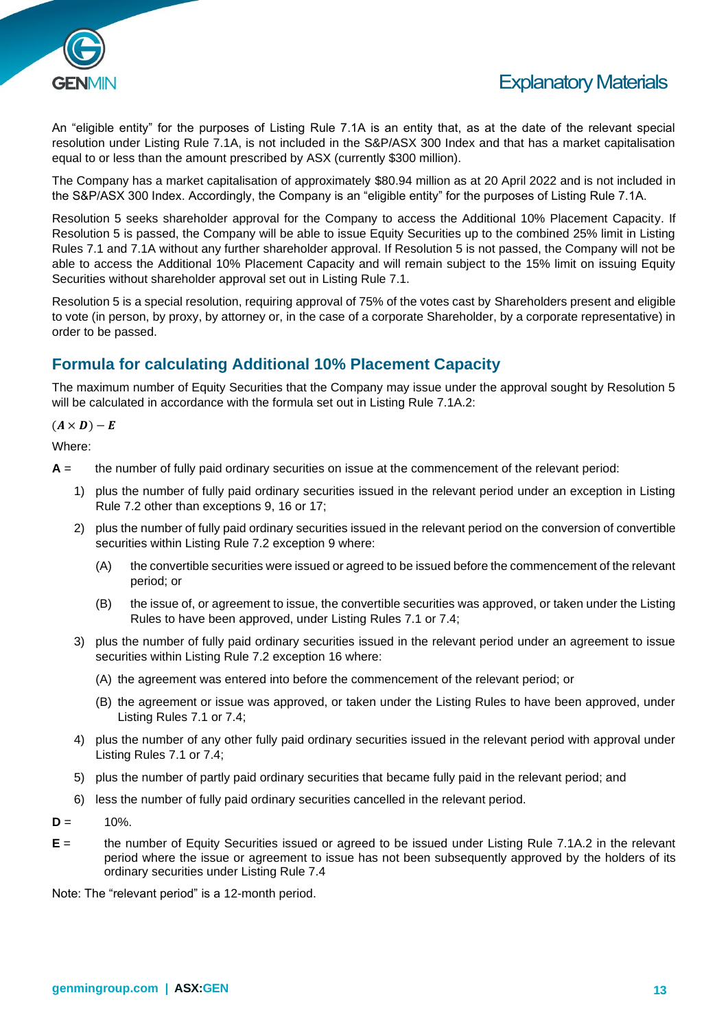An "eligible entity" for the purposes of Listing Rule 7.1A is an entity that, as at the date of the relevant special resolution under Listing Rule 7.1A, is not included in the S&P/ASX 300 Index and that has a market capitalisation equal to or less than the amount prescribed by ASX (currently $300 million).

The Company has a market capitalisation of approximately $80.94 million as at 20 April 2022 and is not included in the S&P/ASX 300 Index. Accordingly, the Company is an "eligible entity" for the purposes of Listing Rule 7.1A.

Resolution 5 seeks shareholder approval for the Company to access the Additional 10% Placement Capacity. If Resolution 5 is passed, the Company will be able to issue Equity Securities up to the combined 25% limit in Listing Rules 7.1 and 7.1A without any further shareholder approval. If Resolution 5 is not passed, the Company will not be able to access the Additional 10% Placement Capacity and will remain subject to the 15% limit on issuing Equity Securities without shareholder approval set out in Listing Rule 7.1.

Resolution 5 is a special resolution, requiring approval of 75% of the votes cast by Shareholders present and eligible to vote (in person, by proxy, by attorney or, in the case of a corporate Shareholder, by a corporate representative) in order to be passed.

## Formula for calculating Additional 10% Placement Capacity

The maximum number of Equity Securities that the Company may issue under the approval sought by Resolution 5 will be calculated in accordance with the formula set out in Listing Rule 7.1A.2:

$(\boldsymbol{A} \times \boldsymbol{D}) - \boldsymbol{E}$

Where:

**A** = the number of fully paid ordinary securities on issue at the commencement of the relevant period:

1) plus the number of fully paid ordinary securities issued in the relevant period under an exception in Listing Rule 7.2 other than exceptions 9, 16 or 17;
2) plus the number of fully paid ordinary securities issued in the relevant period on the conversion of convertible securities within Listing Rule 7.2 exception 9 where:
   - (A) the convertible securities were issued or agreed to be issued before the commencement of the relevant period; or
   - (B) the issue of, or agreement to issue, the convertible securities was approved, or taken under the Listing Rules to have been approved, under Listing Rules 7.1 or 7.4;
3) plus the number of fully paid ordinary securities issued in the relevant period under an agreement to issue securities within Listing Rule 7.2 exception 16 where:
   - (A) the agreement was entered into before the commencement of the relevant period; or
   - (B) the agreement or issue was approved, or taken under the Listing Rules to have been approved, under Listing Rules 7.1 or 7.4;
4) plus the number of any other fully paid ordinary securities issued in the relevant period with approval under Listing Rules 7.1 or 7.4;
5) plus the number of partly paid ordinary securities that became fully paid in the relevant period; and
6) less the number of fully paid ordinary securities cancelled in the relevant period.

**D** = 10%.

**E** = the number of Equity Securities issued or agreed to be issued under Listing Rule 7.1A.2 in the relevant period where the issue or agreement to issue has not been subsequently approved by the holders of its ordinary securities under Listing Rule 7.4

Note: The "relevant period" is a 12-month period.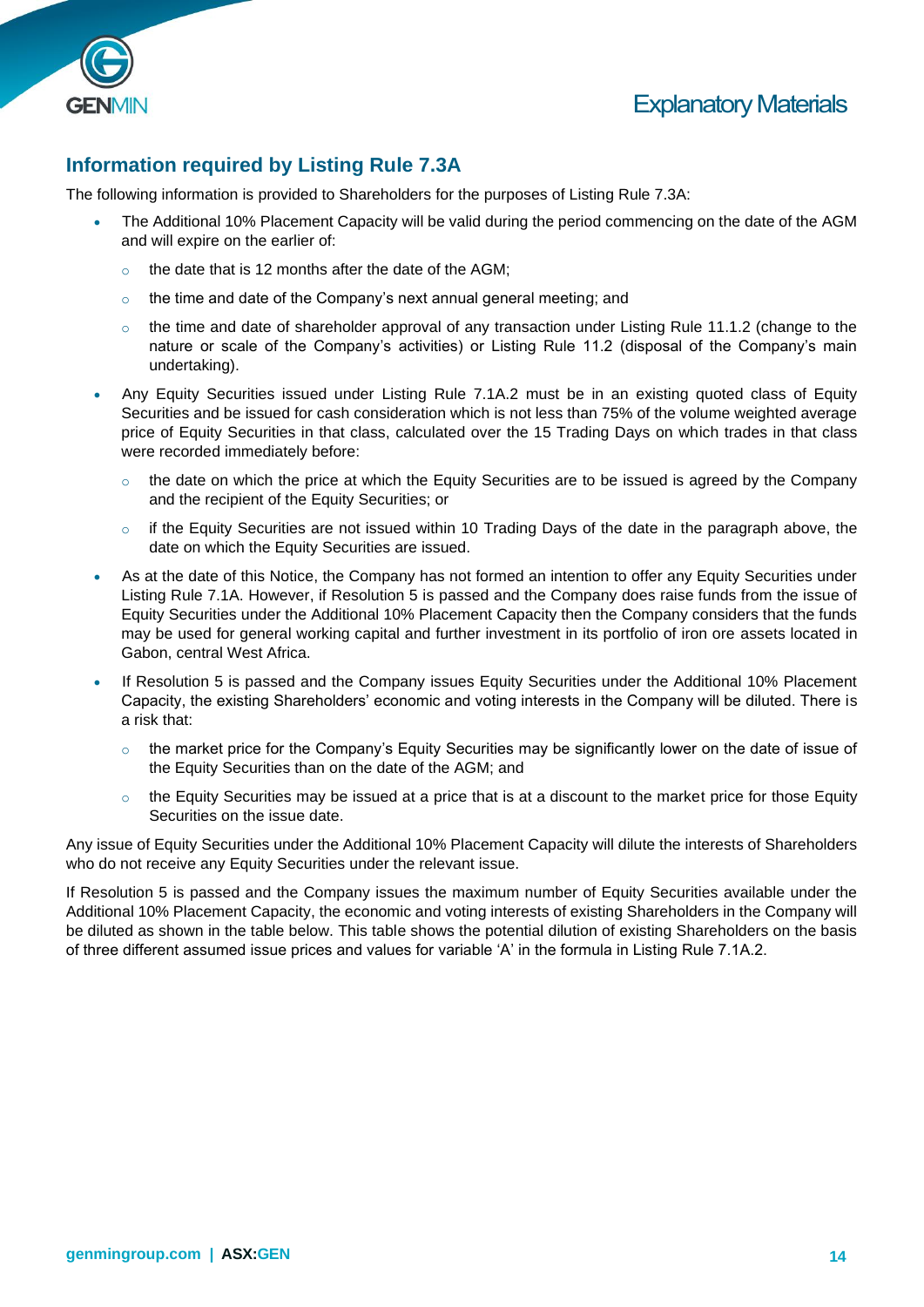## Information required by Listing Rule 7.3A

The following information is provided to Shareholders for the purposes of Listing Rule 7.3A:

- The Additional 10% Placement Capacity will be valid during the period commencing on the date of the AGM and will expire on the earlier of:
  - the date that is 12 months after the date of the AGM;
  - the time and date of the Company's next annual general meeting; and
  - the time and date of shareholder approval of any transaction under Listing Rule 11.1.2 (change to the nature or scale of the Company's activities) or Listing Rule 11.2 (disposal of the Company's main undertaking).
- Any Equity Securities issued under Listing Rule 7.1A.2 must be in an existing quoted class of Equity Securities and be issued for cash consideration which is not less than 75% of the volume weighted average price of Equity Securities in that class, calculated over the 15 Trading Days on which trades in that class were recorded immediately before:
  - the date on which the price at which the Equity Securities are to be issued is agreed by the Company and the recipient of the Equity Securities; or
  - if the Equity Securities are not issued within 10 Trading Days of the date in the paragraph above, the date on which the Equity Securities are issued.
- As at the date of this Notice, the Company has not formed an intention to offer any Equity Securities under Listing Rule 7.1A. However, if Resolution 5 is passed and the Company does raise funds from the issue of Equity Securities under the Additional 10% Placement Capacity then the Company considers that the funds may be used for general working capital and further investment in its portfolio of iron ore assets located in Gabon, central West Africa.
- If Resolution 5 is passed and the Company issues Equity Securities under the Additional 10% Placement Capacity, the existing Shareholders' economic and voting interests in the Company will be diluted. There is a risk that:
  - the market price for the Company's Equity Securities may be significantly lower on the date of issue of the Equity Securities than on the date of the AGM; and
  - the Equity Securities may be issued at a price that is at a discount to the market price for those Equity Securities on the issue date.

Any issue of Equity Securities under the Additional 10% Placement Capacity will dilute the interests of Shareholders who do not receive any Equity Securities under the relevant issue.

If Resolution 5 is passed and the Company issues the maximum number of Equity Securities available under the Additional 10% Placement Capacity, the economic and voting interests of existing Shareholders in the Company will be diluted as shown in the table below. This table shows the potential dilution of existing Shareholders on the basis of three different assumed issue prices and values for variable 'A' in the formula in Listing Rule 7.1A.2.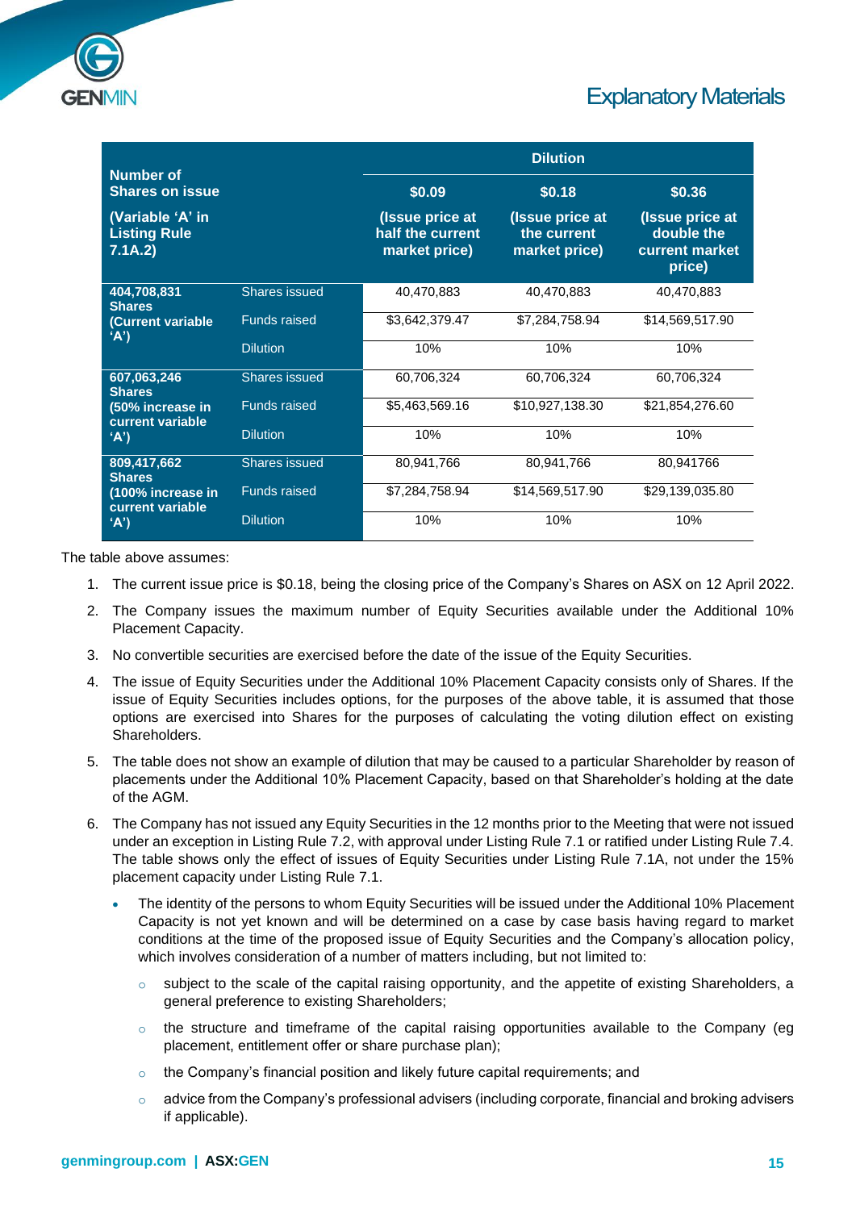| Number of Shares on issue (Variable 'A' in Listing Rule 7.1A.2) | | Dilution | | |
|---|---|---|---|---|
| | | **$0.09** (Issue price at half the current market price) | **$0.18** (Issue price at the current market price) | **$0.36** (Issue price at double the current market price) |
| **404,708,831 Shares (Current variable 'A')** | Shares issued | 40,470,883 | 40,470,883 | 40,470,883 |
| | Funds raised | $3,642,379.47 | $7,284,758.94 | $14,569,517.90 |
| | Dilution | 10% | 10% | 10% |
| **607,063,246 Shares (50% increase in current variable 'A')** | Shares issued | 60,706,324 | 60,706,324 | 60,706,324 |
| | Funds raised | $5,463,569.16 | $10,927,138.30 | $21,854,276.60 |
| | Dilution | 10% | 10% | 10% |
| **809,417,662 Shares (100% increase in current variable 'A')** | Shares issued | 80,941,766 | 80,941,766 | 80,941766 |
| | Funds raised | $7,284,758.94 | $14,569,517.90 | $29,139,035.80 |
| | Dilution | 10% | 10% | 10% |

The table above assumes:

1. The current issue price is $0.18, being the closing price of the Company's Shares on ASX on 12 April 2022.
2. The Company issues the maximum number of Equity Securities available under the Additional 10% Placement Capacity.
3. No convertible securities are exercised before the date of the issue of the Equity Securities.
4. The issue of Equity Securities under the Additional 10% Placement Capacity consists only of Shares. If the issue of Equity Securities includes options, for the purposes of the above table, it is assumed that those options are exercised into Shares for the purposes of calculating the voting dilution effect on existing Shareholders.
5. The table does not show an example of dilution that may be caused to a particular Shareholder by reason of placements under the Additional 10% Placement Capacity, based on that Shareholder's holding at the date of the AGM.
6. The Company has not issued any Equity Securities in the 12 months prior to the Meeting that were not issued under an exception in Listing Rule 7.2, with approval under Listing Rule 7.1 or ratified under Listing Rule 7.4. The table shows only the effect of issues of Equity Securities under Listing Rule 7.1A, not under the 15% placement capacity under Listing Rule 7.1.

- The identity of the persons to whom Equity Securities will be issued under the Additional 10% Placement Capacity is not yet known and will be determined on a case by case basis having regard to market conditions at the time of the proposed issue of Equity Securities and the Company's allocation policy, which involves consideration of a number of matters including, but not limited to:
  - subject to the scale of the capital raising opportunity, and the appetite of existing Shareholders, a general preference to existing Shareholders;
  - the structure and timeframe of the capital raising opportunities available to the Company (eg placement, entitlement offer or share purchase plan);
  - the Company's financial position and likely future capital requirements; and
  - advice from the Company's professional advisers (including corporate, financial and broking advisers if applicable).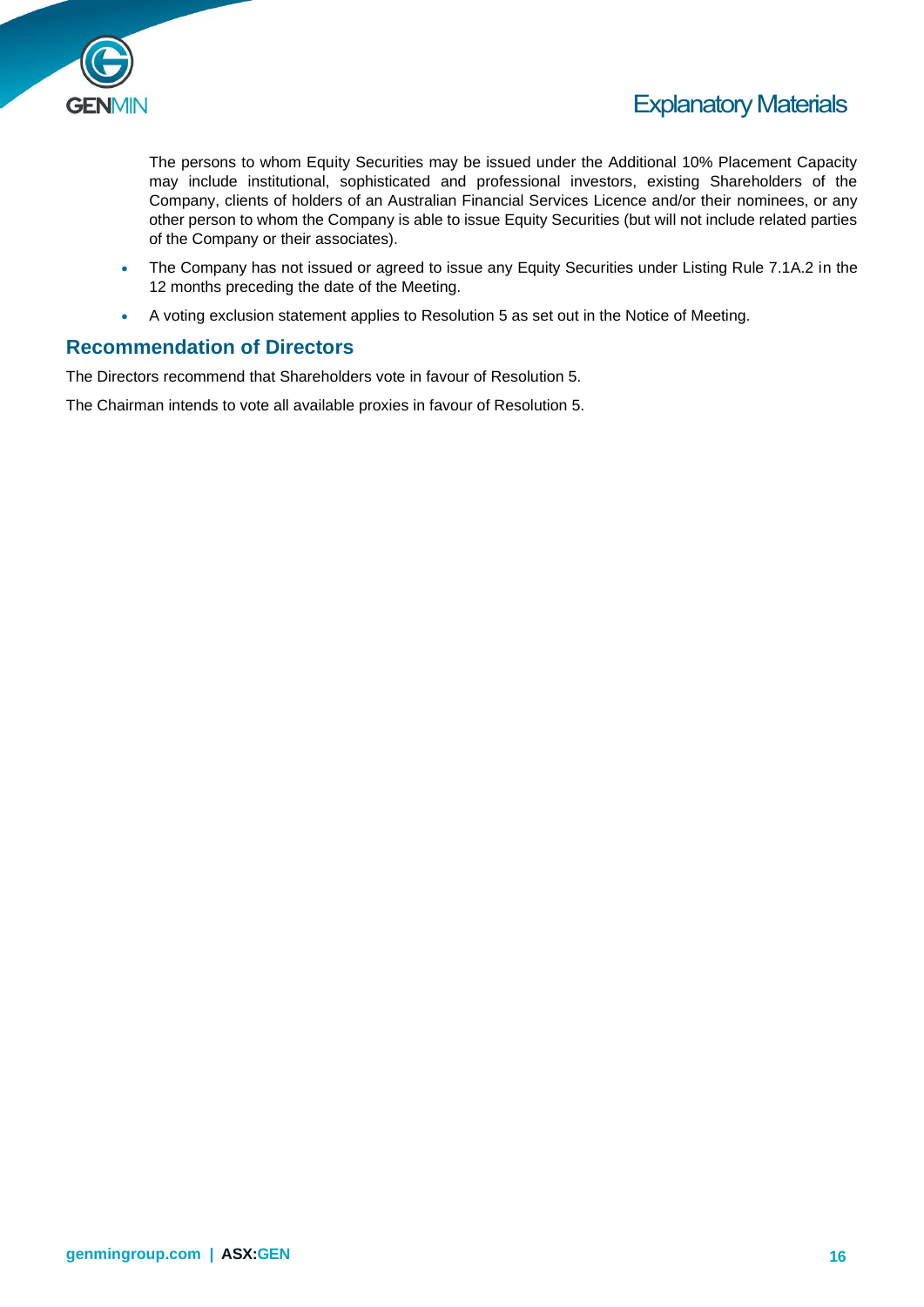The persons to whom Equity Securities may be issued under the Additional 10% Placement Capacity may include institutional, sophisticated and professional investors, existing Shareholders of the Company, clients of holders of an Australian Financial Services Licence and/or their nominees, or any other person to whom the Company is able to issue Equity Securities (but will not include related parties of the Company or their associates).

- The Company has not issued or agreed to issue any Equity Securities under Listing Rule 7.1A.2 in the 12 months preceding the date of the Meeting.
- A voting exclusion statement applies to Resolution 5 as set out in the Notice of Meeting.

## Recommendation of Directors

The Directors recommend that Shareholders vote in favour of Resolution 5.

The Chairman intends to vote all available proxies in favour of Resolution 5.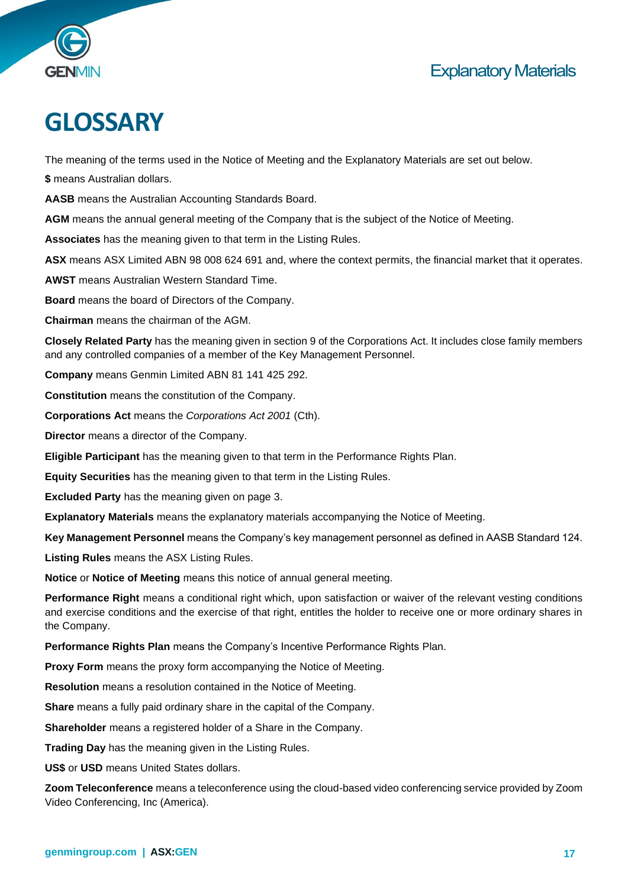# GLOSSARY

The meaning of the terms used in the Notice of Meeting and the Explanatory Materials are set out below.

**$** means Australian dollars.

**AASB** means the Australian Accounting Standards Board.

**AGM** means the annual general meeting of the Company that is the subject of the Notice of Meeting.

**Associates** has the meaning given to that term in the Listing Rules.

**ASX** means ASX Limited ABN 98 008 624 691 and, where the context permits, the financial market that it operates.

**AWST** means Australian Western Standard Time.

**Board** means the board of Directors of the Company.

**Chairman** means the chairman of the AGM.

**Closely Related Party** has the meaning given in section 9 of the Corporations Act. It includes close family members and any controlled companies of a member of the Key Management Personnel.

**Company** means Genmin Limited ABN 81 141 425 292.

**Constitution** means the constitution of the Company.

**Corporations Act** means the *Corporations Act 2001* (Cth).

**Director** means a director of the Company.

**Eligible Participant** has the meaning given to that term in the Performance Rights Plan.

**Equity Securities** has the meaning given to that term in the Listing Rules.

**Excluded Party** has the meaning given on page 3.

**Explanatory Materials** means the explanatory materials accompanying the Notice of Meeting.

**Key Management Personnel** means the Company's key management personnel as defined in AASB Standard 124.

**Listing Rules** means the ASX Listing Rules.

**Notice** or **Notice of Meeting** means this notice of annual general meeting.

**Performance Right** means a conditional right which, upon satisfaction or waiver of the relevant vesting conditions and exercise conditions and the exercise of that right, entitles the holder to receive one or more ordinary shares in the Company.

**Performance Rights Plan** means the Company's Incentive Performance Rights Plan.

**Proxy Form** means the proxy form accompanying the Notice of Meeting.

**Resolution** means a resolution contained in the Notice of Meeting.

**Share** means a fully paid ordinary share in the capital of the Company.

**Shareholder** means a registered holder of a Share in the Company.

**Trading Day** has the meaning given in the Listing Rules.

**US$** or **USD** means United States dollars.

**Zoom Teleconference** means a teleconference using the cloud-based video conferencing service provided by Zoom Video Conferencing, Inc (America).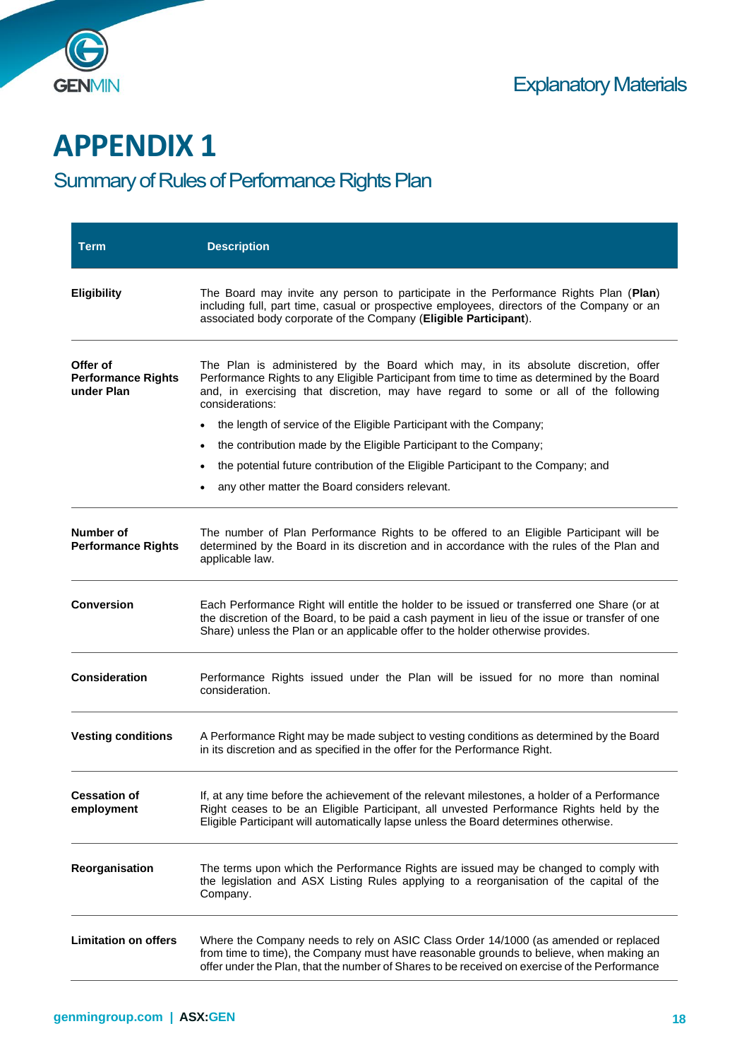# APPENDIX 1

## Summary of Rules of Performance Rights Plan

| Term | Description |
|---|---|
| **Eligibility** | The Board may invite any person to participate in the Performance Rights Plan (**Plan**) including full, part time, casual or prospective employees, directors of the Company or an associated body corporate of the Company (**Eligible Participant**). |
| **Offer of Performance Rights under Plan** | The Plan is administered by the Board which may, in its absolute discretion, offer Performance Rights to any Eligible Participant from time to time as determined by the Board and, in exercising that discretion, may have regard to some or all of the following considerations:<br>• the length of service of the Eligible Participant with the Company;<br>• the contribution made by the Eligible Participant to the Company;<br>• the potential future contribution of the Eligible Participant to the Company; and<br>• any other matter the Board considers relevant. |
| **Number of Performance Rights** | The number of Plan Performance Rights to be offered to an Eligible Participant will be determined by the Board in its discretion and in accordance with the rules of the Plan and applicable law. |
| **Conversion** | Each Performance Right will entitle the holder to be issued or transferred one Share (or at the discretion of the Board, to be paid a cash payment in lieu of the issue or transfer of one Share) unless the Plan or an applicable offer to the holder otherwise provides. |
| **Consideration** | Performance Rights issued under the Plan will be issued for no more than nominal consideration. |
| **Vesting conditions** | A Performance Right may be made subject to vesting conditions as determined by the Board in its discretion and as specified in the offer for the Performance Right. |
| **Cessation of employment** | If, at any time before the achievement of the relevant milestones, a holder of a Performance Right ceases to be an Eligible Participant, all unvested Performance Rights held by the Eligible Participant will automatically lapse unless the Board determines otherwise. |
| **Reorganisation** | The terms upon which the Performance Rights are issued may be changed to comply with the legislation and ASX Listing Rules applying to a reorganisation of the capital of the Company. |
| **Limitation on offers** | Where the Company needs to rely on ASIC Class Order 14/1000 (as amended or replaced from time to time), the Company must have reasonable grounds to believe, when making an offer under the Plan, that the number of Shares to be received on exercise of the Performance |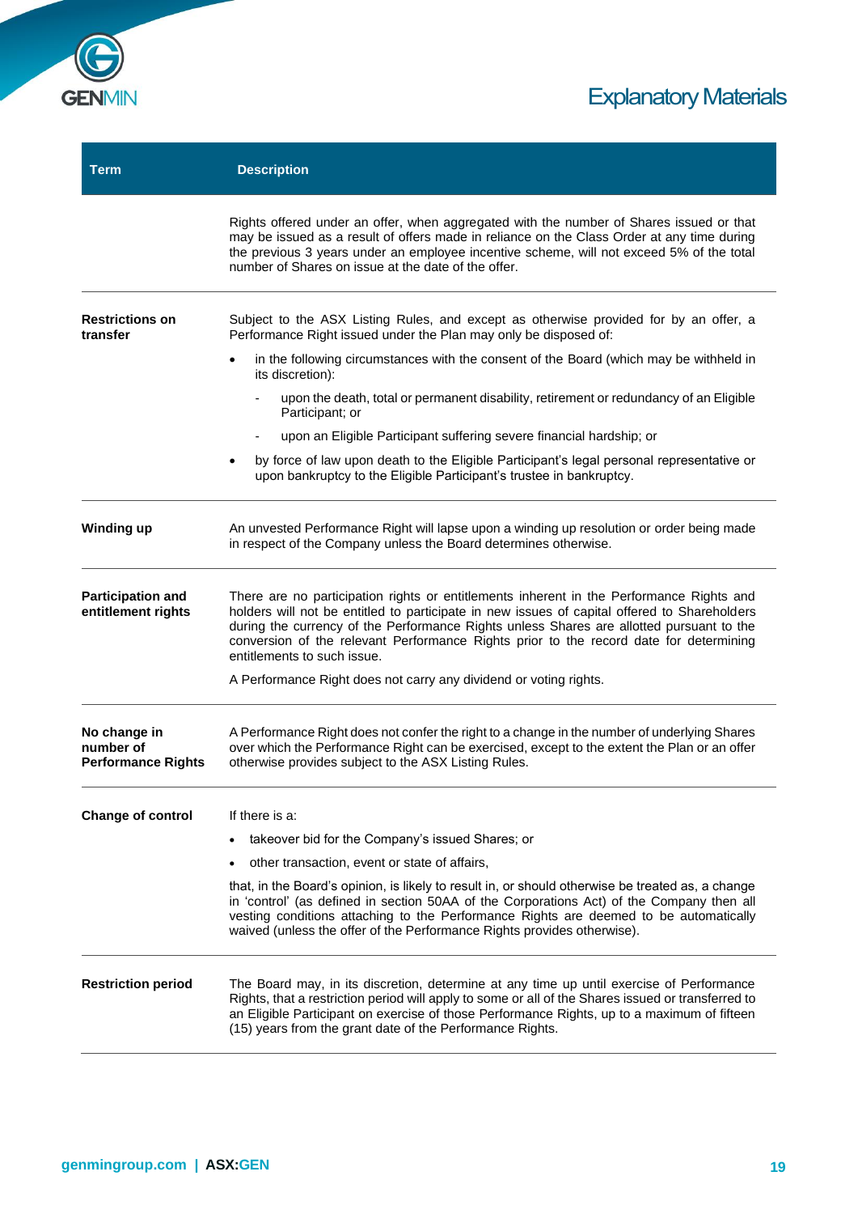| Term | Description |
|---|---|
| | Rights offered under an offer, when aggregated with the number of Shares issued or that may be issued as a result of offers made in reliance on the Class Order at any time during the previous 3 years under an employee incentive scheme, will not exceed 5% of the total number of Shares on issue at the date of the offer. |
| **Restrictions on transfer** | Subject to the ASX Listing Rules, and except as otherwise provided for by an offer, a Performance Right issued under the Plan may only be disposed of:<br>• in the following circumstances with the consent of the Board (which may be withheld in its discretion):<br>&nbsp;&nbsp;- upon the death, total or permanent disability, retirement or redundancy of an Eligible Participant; or<br>&nbsp;&nbsp;- upon an Eligible Participant suffering severe financial hardship; or<br>• by force of law upon death to the Eligible Participant's legal personal representative or upon bankruptcy to the Eligible Participant's trustee in bankruptcy. |
| **Winding up** | An unvested Performance Right will lapse upon a winding up resolution or order being made in respect of the Company unless the Board determines otherwise. |
| **Participation and entitlement rights** | There are no participation rights or entitlements inherent in the Performance Rights and holders will not be entitled to participate in new issues of capital offered to Shareholders during the currency of the Performance Rights unless Shares are allotted pursuant to the conversion of the relevant Performance Rights prior to the record date for determining entitlements to such issue.<br>A Performance Right does not carry any dividend or voting rights. |
| **No change in number of Performance Rights** | A Performance Right does not confer the right to a change in the number of underlying Shares over which the Performance Right can be exercised, except to the extent the Plan or an offer otherwise provides subject to the ASX Listing Rules. |
| **Change of control** | If there is a:<br>• takeover bid for the Company's issued Shares; or<br>• other transaction, event or state of affairs,<br>that, in the Board's opinion, is likely to result in, or should otherwise be treated as, a change in 'control' (as defined in section 50AA of the Corporations Act) of the Company then all vesting conditions attaching to the Performance Rights are deemed to be automatically waived (unless the offer of the Performance Rights provides otherwise). |
| **Restriction period** | The Board may, in its discretion, determine at any time up until exercise of Performance Rights, that a restriction period will apply to some or all of the Shares issued or transferred to an Eligible Participant on exercise of those Performance Rights, up to a maximum of fifteen (15) years from the grant date of the Performance Rights. |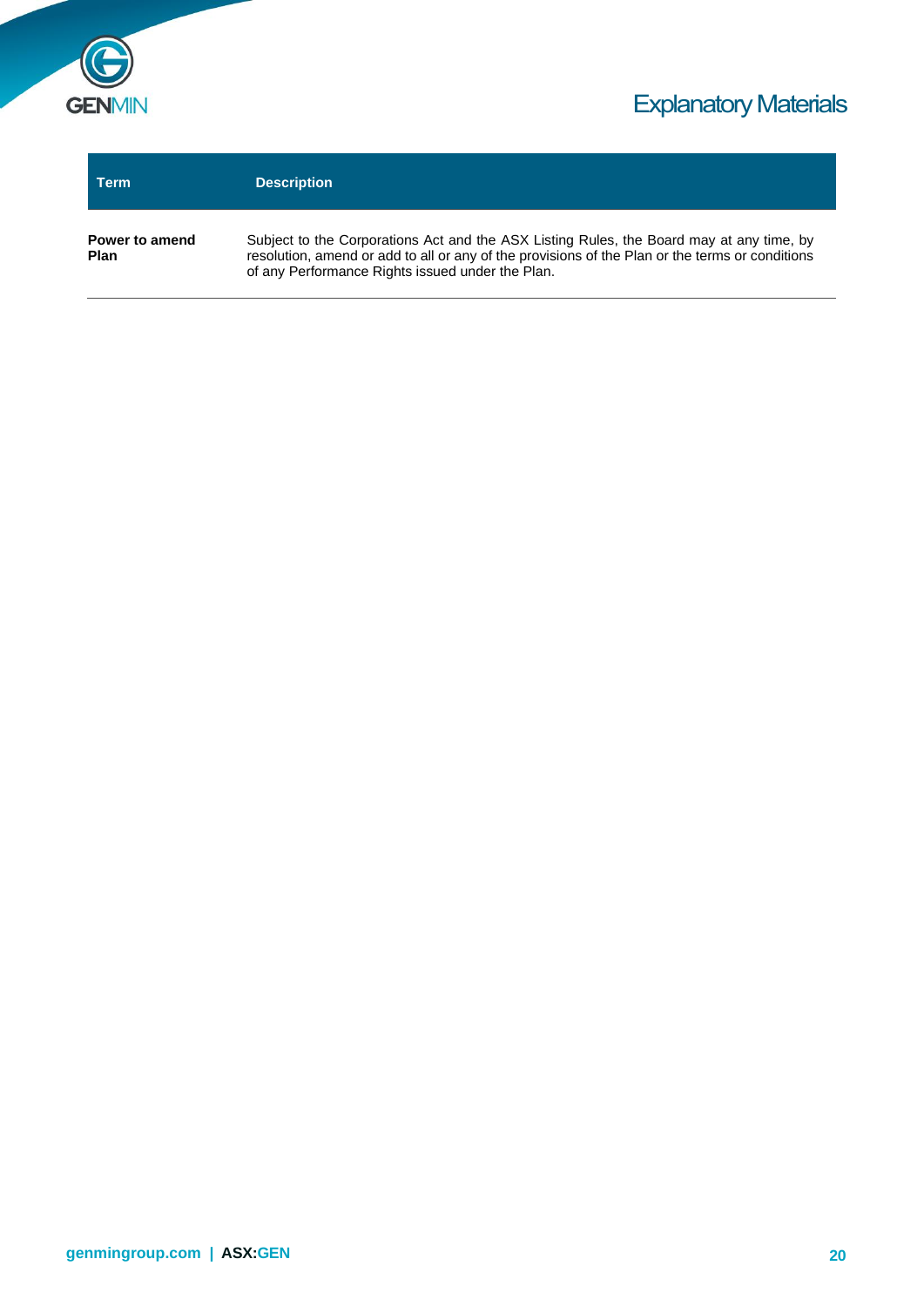| Term | Description |
| --- | --- |
| **Power to amend Plan** | Subject to the Corporations Act and the ASX Listing Rules, the Board may at any time, by resolution, amend or add to all or any of the provisions of the Plan or the terms or conditions of any Performance Rights issued under the Plan. |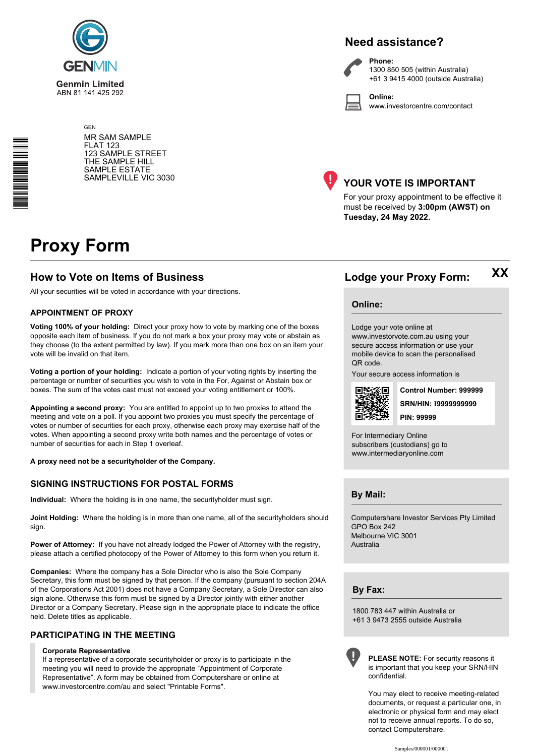**Genmin Limited**
ABN 81 141 425 292

## Need assistance?

**Phone:**
1300 850 505 (within Australia)
+61 3 9415 4000 (outside Australia)

**Online:**
www.investorcentre.com/contact

GEN

MR SAM SAMPLE
FLAT 123
123 SAMPLE STREET
THE SAMPLE HILL
SAMPLE ESTATE
SAMPLEVILLE VIC 3030

## YOUR VOTE IS IMPORTANT

For your proxy appointment to be effective it must be received by **3:00pm (AWST) on Tuesday, 24 May 2022.**

# Proxy Form

## How to Vote on Items of Business

All your securities will be voted in accordance with your directions.

### APPOINTMENT OF PROXY

**Voting 100% of your holding:** Direct your proxy how to vote by marking one of the boxes opposite each item of business. If you do not mark a box your proxy may vote or abstain as they choose (to the extent permitted by law). If you mark more than one box on an item your vote will be invalid on that item.

**Voting a portion of your holding:** Indicate a portion of your voting rights by inserting the percentage or number of securities you wish to vote in the For, Against or Abstain box or boxes. The sum of the votes cast must not exceed your voting entitlement or 100%.

**Appointing a second proxy:** You are entitled to appoint up to two proxies to attend the meeting and vote on a poll. If you appoint two proxies you must specify the percentage of votes or number of securities for each proxy, otherwise each proxy may exercise half of the votes. When appointing a second proxy write both names and the percentage of votes or number of securities for each in Step 1 overleaf.

**A proxy need not be a securityholder of the Company.**

### SIGNING INSTRUCTIONS FOR POSTAL FORMS

**Individual:** Where the holding is in one name, the securityholder must sign.

**Joint Holding:** Where the holding is in more than one name, all of the securityholders should sign.

**Power of Attorney:** If you have not already lodged the Power of Attorney with the registry, please attach a certified photocopy of the Power of Attorney to this form when you return it.

**Companies:** Where the company has a Sole Director who is also the Sole Company Secretary, this form must be signed by that person. If the company (pursuant to section 204A of the Corporations Act 2001) does not have a Company Secretary, a Sole Director can also sign alone. Otherwise this form must be signed by a Director jointly with either another Director or a Company Secretary. Please sign in the appropriate place to indicate the office held. Delete titles as applicable.

### PARTICIPATING IN THE MEETING

**Corporate Representative**
If a representative of a corporate securityholder or proxy is to participate in the meeting you will need to provide the appropriate "Appointment of Corporate Representative". A form may be obtained from Computershare or online at www.investorcentre.com/au and select "Printable Forms".

## Lodge your Proxy Form:

XX

### Online:

Lodge your vote online at www.investorvote.com.au using your secure access information or use your mobile device to scan the personalised QR code.

Your secure access information is

**Control Number: 999999**
**SRN/HIN: I9999999999**
**PIN: 99999**

For Intermediary Online subscribers (custodians) go to www.intermediaryonline.com

### By Mail:

Computershare Investor Services Pty Limited
GPO Box 242
Melbourne VIC 3001
Australia

### By Fax:

1800 783 447 within Australia or
+61 3 9473 2555 outside Australia

**PLEASE NOTE:** For security reasons it is important that you keep your SRN/HIN confidential.

You may elect to receive meeting-related documents, or request a particular one, in electronic or physical form and may elect not to receive annual reports. To do so, contact Computershare.

Samples/000001/000001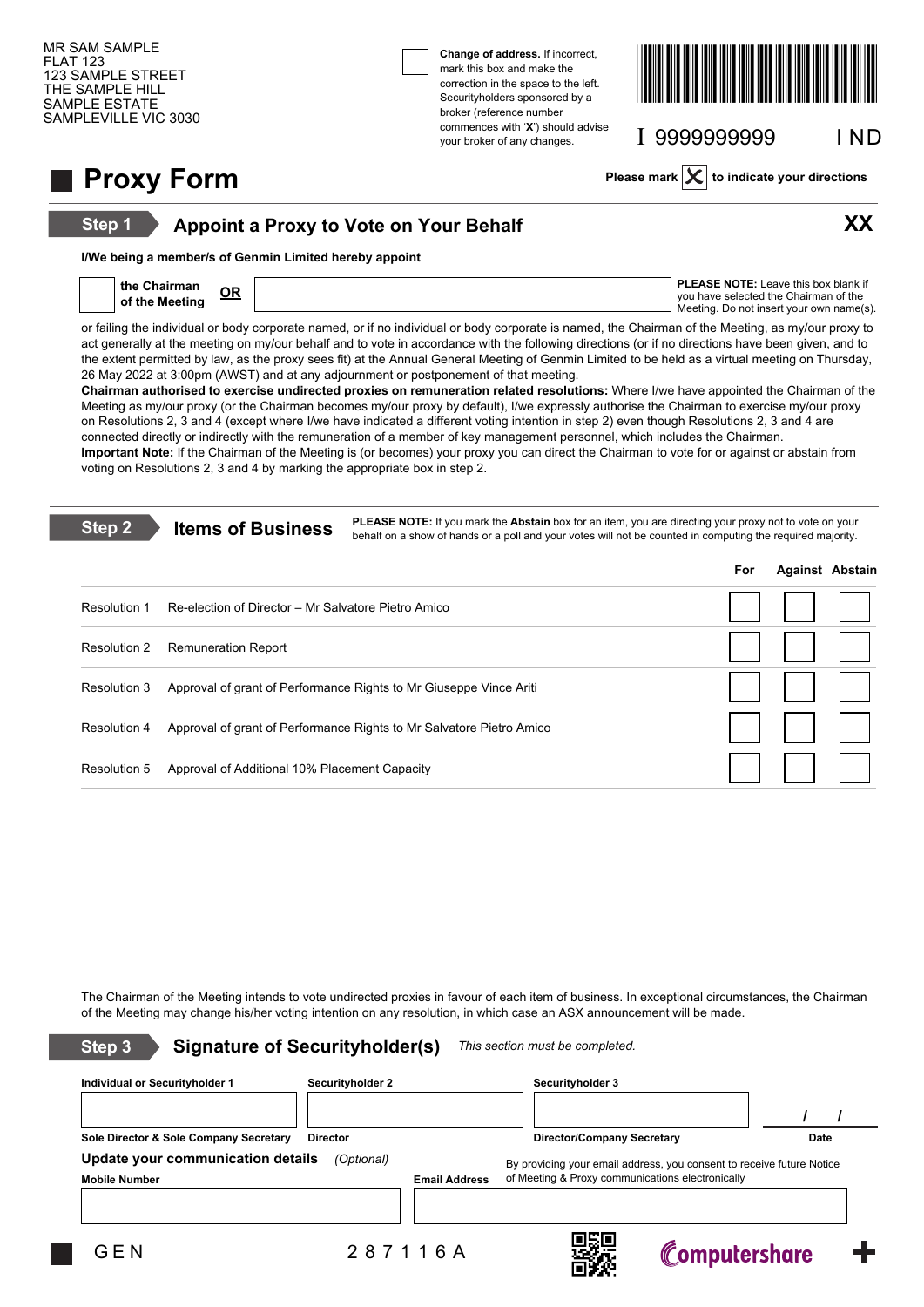MR SAM SAMPLE
FLAT 123
123 SAMPLE STREET
THE SAMPLE HILL
SAMPLE ESTATE
SAMPLEVILLE VIC 3030

**Change of address.** If incorrect, mark this box and make the correction in the space to the left. Securityholders sponsored by a broker (reference number commences with '**X**') should advise your broker of any changes.

I 9999999999 IND

# Proxy Form

Please mark X to indicate your directions

## Step 1 Appoint a Proxy to Vote on Your Behalf

XX

**I/We being a member/s of Genmin Limited hereby appoint**

the Chairman of the Meeting **OR**

**PLEASE NOTE:** Leave this box blank if you have selected the Chairman of the Meeting. Do not insert your own name(s).

or failing the individual or body corporate named, or if no individual or body corporate is named, the Chairman of the Meeting, as my/our proxy to act generally at the meeting on my/our behalf and to vote in accordance with the following directions (or if no directions have been given, and to the extent permitted by law, as the proxy sees fit) at the Annual General Meeting of Genmin Limited to be held as a virtual meeting on Thursday, 26 May 2022 at 3:00pm (AWST) and at any adjournment or postponement of that meeting.

**Chairman authorised to exercise undirected proxies on remuneration related resolutions:** Where I/we have appointed the Chairman of the Meeting as my/our proxy (or the Chairman becomes my/our proxy by default), I/we expressly authorise the Chairman to exercise my/our proxy on Resolutions 2, 3 and 4 (except where I/we have indicated a different voting intention in step 2) even though Resolutions 2, 3 and 4 are connected directly or indirectly with the remuneration of a member of key management personnel, which includes the Chairman.

**Important Note:** If the Chairman of the Meeting is (or becomes) your proxy you can direct the Chairman to vote for or against or abstain from voting on Resolutions 2, 3 and 4 by marking the appropriate box in step 2.

## Step 2 Items of Business

**PLEASE NOTE:** If you mark the **Abstain** box for an item, you are directing your proxy not to vote on your behalf on a show of hands or a poll and your votes will not be counted in computing the required majority.

| | | For | Against | Abstain |
|---|---|---|---|---|
| Resolution 1 | Re-election of Director – Mr Salvatore Pietro Amico | | | |
| Resolution 2 | Remuneration Report | | | |
| Resolution 3 | Approval of grant of Performance Rights to Mr Giuseppe Vince Ariti | | | |
| Resolution 4 | Approval of grant of Performance Rights to Mr Salvatore Pietro Amico | | | |
| Resolution 5 | Approval of Additional 10% Placement Capacity | | | |

The Chairman of the Meeting intends to vote undirected proxies in favour of each item of business. In exceptional circumstances, the Chairman of the Meeting may change his/her voting intention on any resolution, in which case an ASX announcement will be made.

## Step 3 Signature of Securityholder(s)

*This section must be completed.*

| Individual or Securityholder 1 | Securityholder 2 | Securityholder 3 | |
|---|---|---|---|
| | | | / / |
| Sole Director & Sole Company Secretary | Director | Director/Company Secretary | Date |

**Update your communication details** *(Optional)*

**Mobile Number**

**Email Address**

By providing your email address, you consent to receive future Notice of Meeting & Proxy communications electronically

GEN 287116A

Computershare